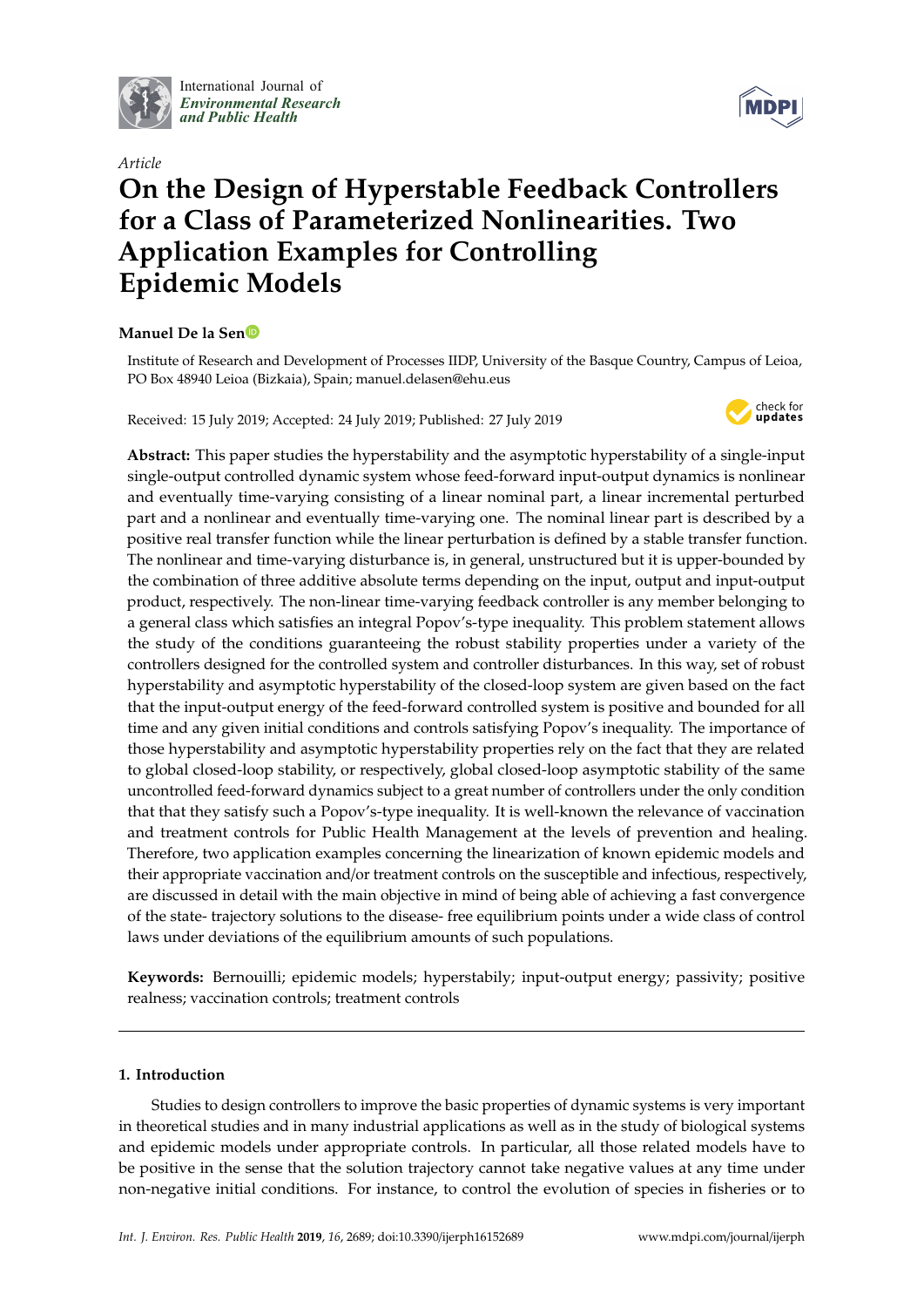International Journal of
*Environmental Research and Public Health*

*Article*

# On the Design of Hyperstable Feedback Controllers for a Class of Parameterized Nonlinearities. Two Application Examples for Controlling Epidemic Models

**Manuel De la Sen**

Institute of Research and Development of Processes IIDP, University of the Basque Country, Campus of Leioa, PO Box 48940 Leioa (Bizkaia), Spain; manuel.delasen@ehu.eus

Received: 15 July 2019; Accepted: 24 July 2019; Published: 27 July 2019

**Abstract:** This paper studies the hyperstability and the asymptotic hyperstability of a single-input single-output controlled dynamic system whose feed-forward input-output dynamics is nonlinear and eventually time-varying consisting of a linear nominal part, a linear incremental perturbed part and a nonlinear and eventually time-varying one. The nominal linear part is described by a positive real transfer function while the linear perturbation is defined by a stable transfer function. The nonlinear and time-varying disturbance is, in general, unstructured but it is upper-bounded by the combination of three additive absolute terms depending on the input, output and input-output product, respectively. The non-linear time-varying feedback controller is any member belonging to a general class which satisfies an integral Popov's-type inequality. This problem statement allows the study of the conditions guaranteeing the robust stability properties under a variety of the controllers designed for the controlled system and controller disturbances. In this way, set of robust hyperstability and asymptotic hyperstability of the closed-loop system are given based on the fact that the input-output energy of the feed-forward controlled system is positive and bounded for all time and any given initial conditions and controls satisfying Popov's inequality. The importance of those hyperstability and asymptotic hyperstability properties rely on the fact that they are related to global closed-loop stability, or respectively, global closed-loop asymptotic stability of the same uncontrolled feed-forward dynamics subject to a great number of controllers under the only condition that that they satisfy such a Popov's-type inequality. It is well-known the relevance of vaccination and treatment controls for Public Health Management at the levels of prevention and healing. Therefore, two application examples concerning the linearization of known epidemic models and their appropriate vaccination and/or treatment controls on the susceptible and infectious, respectively, are discussed in detail with the main objective in mind of being able of achieving a fast convergence of the state- trajectory solutions to the disease- free equilibrium points under a wide class of control laws under deviations of the equilibrium amounts of such populations.

**Keywords:** Bernouilli; epidemic models; hyperstabily; input-output energy; passivity; positive realness; vaccination controls; treatment controls

## 1. Introduction

Studies to design controllers to improve the basic properties of dynamic systems is very important in theoretical studies and in many industrial applications as well as in the study of biological systems and epidemic models under appropriate controls. In particular, all those related models have to be positive in the sense that the solution trajectory cannot take negative values at any time under non-negative initial conditions. For instance, to control the evolution of species in fisheries or to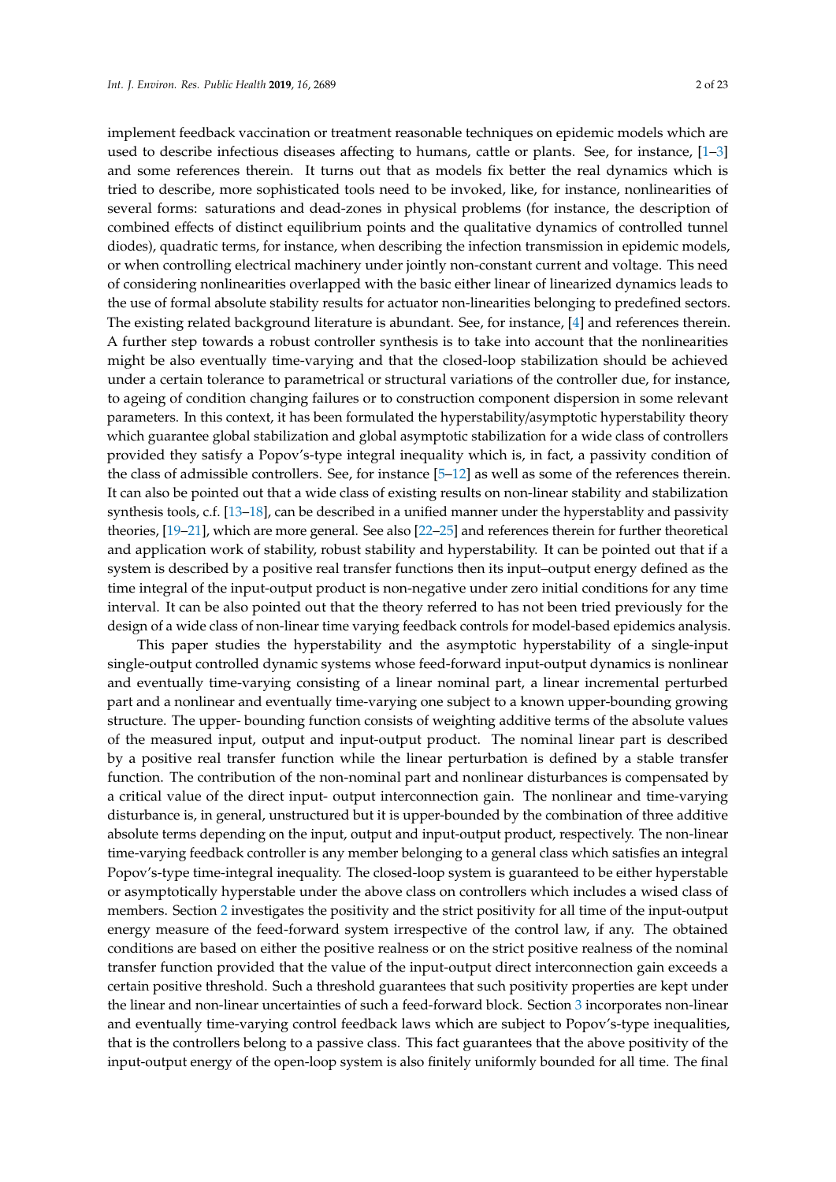implement feedback vaccination or treatment reasonable techniques on epidemic models which are used to describe infectious diseases affecting to humans, cattle or plants. See, for instance, [1–3] and some references therein. It turns out that as models fix better the real dynamics which is tried to describe, more sophisticated tools need to be invoked, like, for instance, nonlinearities of several forms: saturations and dead-zones in physical problems (for instance, the description of combined effects of distinct equilibrium points and the qualitative dynamics of controlled tunnel diodes), quadratic terms, for instance, when describing the infection transmission in epidemic models, or when controlling electrical machinery under jointly non-constant current and voltage. This need of considering nonlinearities overlapped with the basic either linear of linearized dynamics leads to the use of formal absolute stability results for actuator non-linearities belonging to predefined sectors. The existing related background literature is abundant. See, for instance, [4] and references therein. A further step towards a robust controller synthesis is to take into account that the nonlinearities might be also eventually time-varying and that the closed-loop stabilization should be achieved under a certain tolerance to parametrical or structural variations of the controller due, for instance, to ageing of condition changing failures or to construction component dispersion in some relevant parameters. In this context, it has been formulated the hyperstability/asymptotic hyperstability theory which guarantee global stabilization and global asymptotic stabilization for a wide class of controllers provided they satisfy a Popov's-type integral inequality which is, in fact, a passivity condition of the class of admissible controllers. See, for instance [5–12] as well as some of the references therein. It can also be pointed out that a wide class of existing results on non-linear stability and stabilization synthesis tools, c.f. [13–18], can be described in a unified manner under the hyperstablity and passivity theories, [19–21], which are more general. See also [22–25] and references therein for further theoretical and application work of stability, robust stability and hyperstability. It can be pointed out that if a system is described by a positive real transfer functions then its input–output energy defined as the time integral of the input-output product is non-negative under zero initial conditions for any time interval. It can be also pointed out that the theory referred to has not been tried previously for the design of a wide class of non-linear time varying feedback controls for model-based epidemics analysis.

This paper studies the hyperstability and the asymptotic hyperstability of a single-input single-output controlled dynamic systems whose feed-forward input-output dynamics is nonlinear and eventually time-varying consisting of a linear nominal part, a linear incremental perturbed part and a nonlinear and eventually time-varying one subject to a known upper-bounding growing structure. The upper- bounding function consists of weighting additive terms of the absolute values of the measured input, output and input-output product. The nominal linear part is described by a positive real transfer function while the linear perturbation is defined by a stable transfer function. The contribution of the non-nominal part and nonlinear disturbances is compensated by a critical value of the direct input- output interconnection gain. The nonlinear and time-varying disturbance is, in general, unstructured but it is upper-bounded by the combination of three additive absolute terms depending on the input, output and input-output product, respectively. The non-linear time-varying feedback controller is any member belonging to a general class which satisfies an integral Popov's-type time-integral inequality. The closed-loop system is guaranteed to be either hyperstable or asymptotically hyperstable under the above class on controllers which includes a wised class of members. Section 2 investigates the positivity and the strict positivity for all time of the input-output energy measure of the feed-forward system irrespective of the control law, if any. The obtained conditions are based on either the positive realness or on the strict positive realness of the nominal transfer function provided that the value of the input-output direct interconnection gain exceeds a certain positive threshold. Such a threshold guarantees that such positivity properties are kept under the linear and non-linear uncertainties of such a feed-forward block. Section 3 incorporates non-linear and eventually time-varying control feedback laws which are subject to Popov's-type inequalities, that is the controllers belong to a passive class. This fact guarantees that the above positivity of the input-output energy of the open-loop system is also finitely uniformly bounded for all time. The final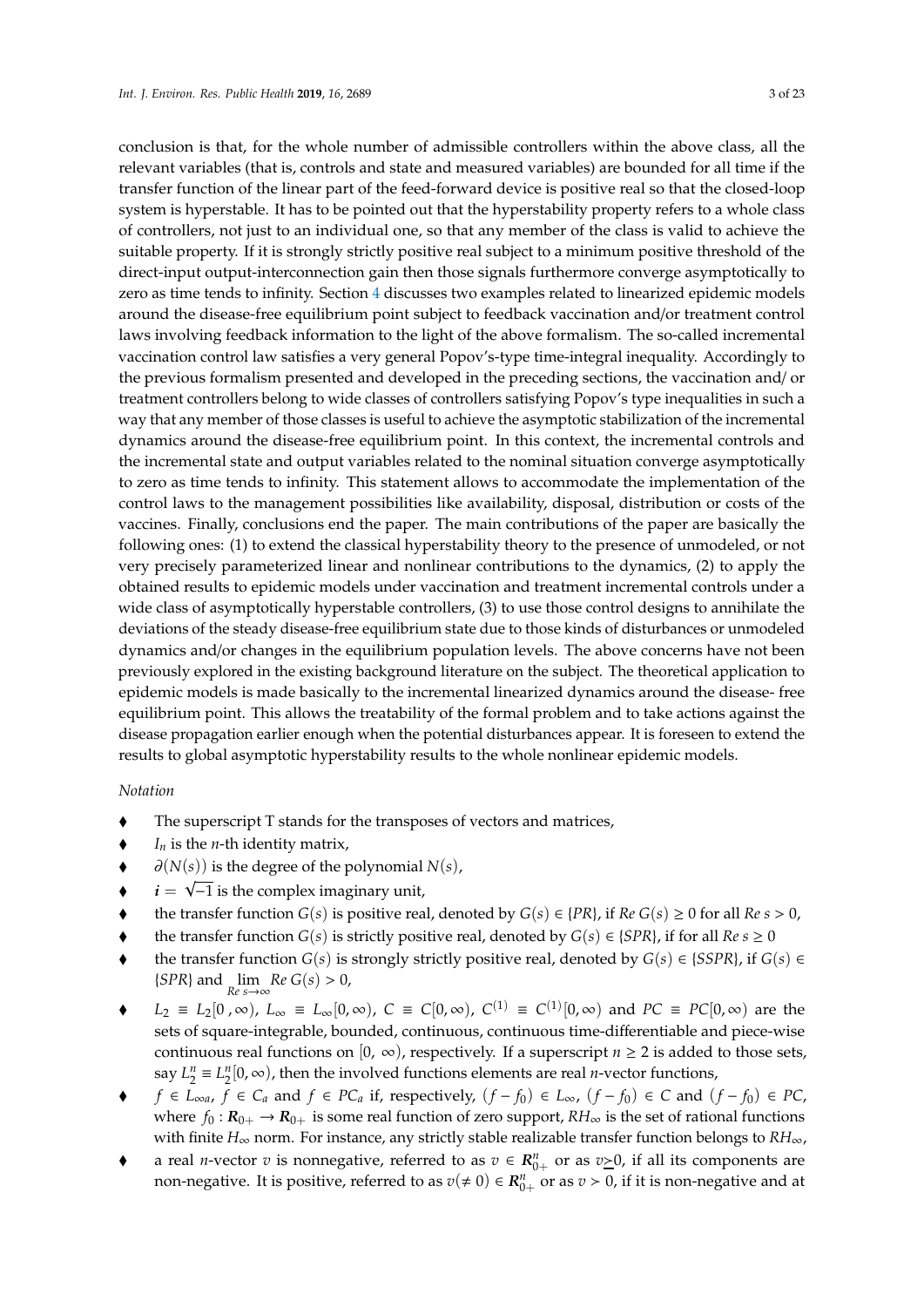conclusion is that, for the whole number of admissible controllers within the above class, all the relevant variables (that is, controls and state and measured variables) are bounded for all time if the transfer function of the linear part of the feed-forward device is positive real so that the closed-loop system is hyperstable. It has to be pointed out that the hyperstability property refers to a whole class of controllers, not just to an individual one, so that any member of the class is valid to achieve the suitable property. If it is strongly strictly positive real subject to a minimum positive threshold of the direct-input output-interconnection gain then those signals furthermore converge asymptotically to zero as time tends to infinity. Section 4 discusses two examples related to linearized epidemic models around the disease-free equilibrium point subject to feedback vaccination and/or treatment control laws involving feedback information to the light of the above formalism. The so-called incremental vaccination control law satisfies a very general Popov's-type time-integral inequality. Accordingly to the previous formalism presented and developed in the preceding sections, the vaccination and/ or treatment controllers belong to wide classes of controllers satisfying Popov's type inequalities in such a way that any member of those classes is useful to achieve the asymptotic stabilization of the incremental dynamics around the disease-free equilibrium point. In this context, the incremental controls and the incremental state and output variables related to the nominal situation converge asymptotically to zero as time tends to infinity. This statement allows to accommodate the implementation of the control laws to the management possibilities like availability, disposal, distribution or costs of the vaccines. Finally, conclusions end the paper. The main contributions of the paper are basically the following ones: (1) to extend the classical hyperstability theory to the presence of unmodeled, or not very precisely parameterized linear and nonlinear contributions to the dynamics, (2) to apply the obtained results to epidemic models under vaccination and treatment incremental controls under a wide class of asymptotically hyperstable controllers, (3) to use those control designs to annihilate the deviations of the steady disease-free equilibrium state due to those kinds of disturbances or unmodeled dynamics and/or changes in the equilibrium population levels. The above concerns have not been previously explored in the existing background literature on the subject. The theoretical application to epidemic models is made basically to the incremental linearized dynamics around the disease- free equilibrium point. This allows the treatability of the formal problem and to take actions against the disease propagation earlier enough when the potential disturbances appear. It is foreseen to extend the results to global asymptotic hyperstability results to the whole nonlinear epidemic models.

*Notation*

- The superscript T stands for the transposes of vectors and matrices,
- $I_n$ is the $n$-th identity matrix,
- $\partial(N(s))$ is the degree of the polynomial $N(s)$,
- $i = \sqrt{-1}$ is the complex imaginary unit,
- the transfer function $G(s)$ is positive real, denoted by $G(s) \in \{PR\}$, if $Re\,G(s) \geq 0$ for all $Re\,s > 0$,
- the transfer function $G(s)$ is strictly positive real, denoted by $G(s) \in \{SPR\}$, if for all $Re\,s \geq 0$
- the transfer function $G(s)$ is strongly strictly positive real, denoted by $G(s) \in \{SSPR\}$, if $G(s) \in \{SPR\}$ and $\lim\limits_{Re\,s \to \infty} Re\,G(s) > 0$,
- $L_2 \equiv L_2[0\,,\infty)$, $L_\infty \equiv L_\infty[0, \infty)$, $C \equiv C[0, \infty)$, $C^{(1)} \equiv C^{(1)}[0, \infty)$ and $PC \equiv PC[0, \infty)$ are the sets of square-integrable, bounded, continuous, continuous time-differentiable and piece-wise continuous real functions on $[0,\, \infty)$, respectively. If a superscript $n \geq 2$ is added to those sets, say $L_2^n \equiv L_2^n[0, \infty)$, then the involved functions elements are real $n$-vector functions,
- $f \in L_{\infty a}$, $f \in C_a$ and $f \in PC_a$ if, respectively, $(f - f_0) \in L_\infty$, $(f - f_0) \in C$ and $(f - f_0) \in PC$, where $f_0 : \boldsymbol{R}_{0+} \to \boldsymbol{R}_{0+}$ is some real function of zero support, $RH_\infty$ is the set of rational functions with finite $H_\infty$ norm. For instance, any strictly stable realizable transfer function belongs to $RH_\infty$,
- a real $n$-vector $v$ is nonnegative, referred to as $v \in \boldsymbol{R}_{0+}^n$ or as $v \underline{\geq} 0$, if all its components are non-negative. It is positive, referred to as $v(\neq 0) \in \boldsymbol{R}_{0+}^n$ or as $v > 0$, if it is non-negative and at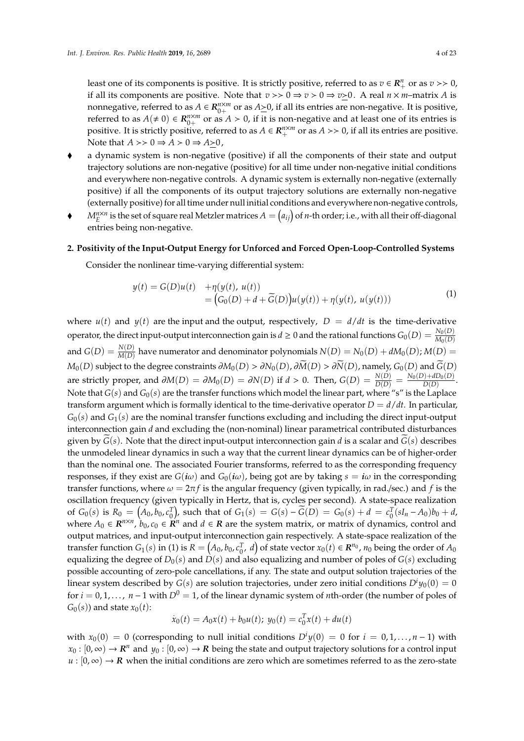least one of its components is positive. It is strictly positive, referred to as $v \in \mathbf{R}_{+}^{n}$ or as $v >> 0$, if all its components are positive. Note that $v >> 0 \Rightarrow v > 0 \Rightarrow v \underline{>} 0$. A real $n \times m$–matrix $A$ is nonnegative, referred to as $A \in \mathbf{R}_{0+}^{n \times m}$ or as $A \underline{>} 0$, if all its entries are non-negative. It is positive, referred to as $A(\neq 0) \in \mathbf{R}_{0+}^{n \times m}$ or as $A > 0$, if it is non-negative and at least one of its entries is positive. It is strictly positive, referred to as $A \in \mathbf{R}_{+}^{n \times m}$ or as $A >> 0$, if all its entries are positive. Note that $A >> 0 \Rightarrow A > 0 \Rightarrow A \underline{>} 0$,

- a dynamic system is non-negative (positive) if all the components of their state and output trajectory solutions are non-negative (positive) for all time under non-negative initial conditions and everywhere non-negative controls. A dynamic system is externally non-negative (externally positive) if all the components of its output trajectory solutions are externally non-negative (externally positive) for all time under null initial conditions and everywhere non-negative controls,
- $M_{E}^{n \times n}$ is the set of square real Metzler matrices $A = \left(a_{ij}\right)$ of $n$-th order; i.e., with all their off-diagonal entries being non-negative.

## 2. Positivity of the Input-Output Energy for Unforced and Forced Open-Loop-Controlled Systems

Consider the nonlinear time-varying differential system:

$$
\begin{aligned}
y(t) = G(D)u(t) \quad &+ \eta(y(t),\, u(t)) \\
&= \left(G_0(D) + d + \widetilde{G}(D)\right)u(y(t)) + \eta(y(t),\, u(y(t)))
\end{aligned}
\tag{1}
$$

where $u(t)$ and $y(t)$ are the input and the output, respectively, $D = d/dt$ is the time-derivative operator, the direct input-output interconnection gain is $d \geq 0$ and the rational functions $G_0(D) = \frac{N_0(D)}{M_0(D)}$ and $G(D) = \frac{N(D)}{M(D)}$ have numerator and denominator polynomials $N(D) = N_0(D) + dM_0(D)$; $M(D) = M_0(D)$ subject to the degree constraints $\partial M_0(D) > \partial N_0(D)$, $\partial \widetilde{M}(D) > \partial \widetilde{N}(D)$, namely, $G_0(D)$ and $\widetilde{G}(D)$ are strictly proper, and $\partial M(D) = \partial M_0(D) = \partial N(D)$ if $d > 0$. Then, $G(D) = \frac{N(D)}{D(D)} = \frac{N_0(D) + dD_0(D)}{D(D)}$. Note that $G(s)$ and $G_0(s)$ are the transfer functions which model the linear part, where "s" is the Laplace transform argument which is formally identical to the time-derivative operator $D = d/dt$. In particular, $G_0(s)$ and $G_1(s)$ are the nominal transfer functions excluding and including the direct input-output interconnection gain $d$ and excluding the (non-nominal) linear parametrical contributed disturbances given by $\widetilde{G}(s)$. Note that the direct input-output interconnection gain $d$ is a scalar and $\widetilde{G}(s)$ describes the unmodeled linear dynamics in such a way that the current linear dynamics can be of higher-order than the nominal one. The associated Fourier transforms, referred to as the corresponding frequency responses, if they exist are $G(\boldsymbol{i}\omega)$ and $G_0(\boldsymbol{i}\omega)$, being got are by taking $s = \boldsymbol{i}\omega$ in the corresponding transfer functions, where $\omega = 2\pi f$ is the angular frequency (given typically, in rad./sec.) and $f$ is the oscillation frequency (given typically in Hertz, that is, cycles per second). A state-space realization of $G_0(s)$ is $R_0 = \left(A_0, b_0, c_0^T\right)$, such that of $G_1(s) = G(s) - \widetilde{G}(D) = G_0(s) + d = c_0^T(sI_n - A_0)b_0 + d$, where $A_0 \in \mathbf{R}^{n \times n}$, $b_0, c_0 \in \mathbf{R}^n$ and $d \in \mathbf{R}$ are the system matrix, or matrix of dynamics, control and output matrices, and input-output interconnection gain respectively. A state-space realization of the transfer function $G_1(s)$ in (1) is $R = \left(A_0, b_0, c_0^T,\, d\right)$ of state vector $x_0(t) \in \mathbf{R}^{n_0}$, $n_0$ being the order of $A_0$ equalizing the degree of $D_0(s)$ and $D(s)$ and also equalizing and number of poles of $G(s)$ excluding possible accounting of zero-pole cancellations, if any. The state and output solution trajectories of the linear system described by $G(s)$ are solution trajectories, under zero initial conditions $D^i y_0(0) = 0$ for $i = 0, 1, \ldots,\, n-1$ with $D^0 = 1$, of the linear dynamic system of $n$th-order (the number of poles of $G_0(s)$) and state $x_0(t)$:

$$
\dot{x}_0(t) = A_0 x(t) + b_0 u(t);\; y_0(t) = c_0^T x(t) + du(t)
$$

with $x_0(0) = 0$ (corresponding to null initial conditions $D^i y(0) = 0$ for $i = 0, 1, \ldots, n-1$) with $x_0 : [0, \infty) \to \mathbf{R}^n$ and $y_0 : [0, \infty) \to \mathbf{R}$ being the state and output trajectory solutions for a control input $u : [0, \infty) \to \mathbf{R}$ when the initial conditions are zero which are sometimes referred to as the zero-state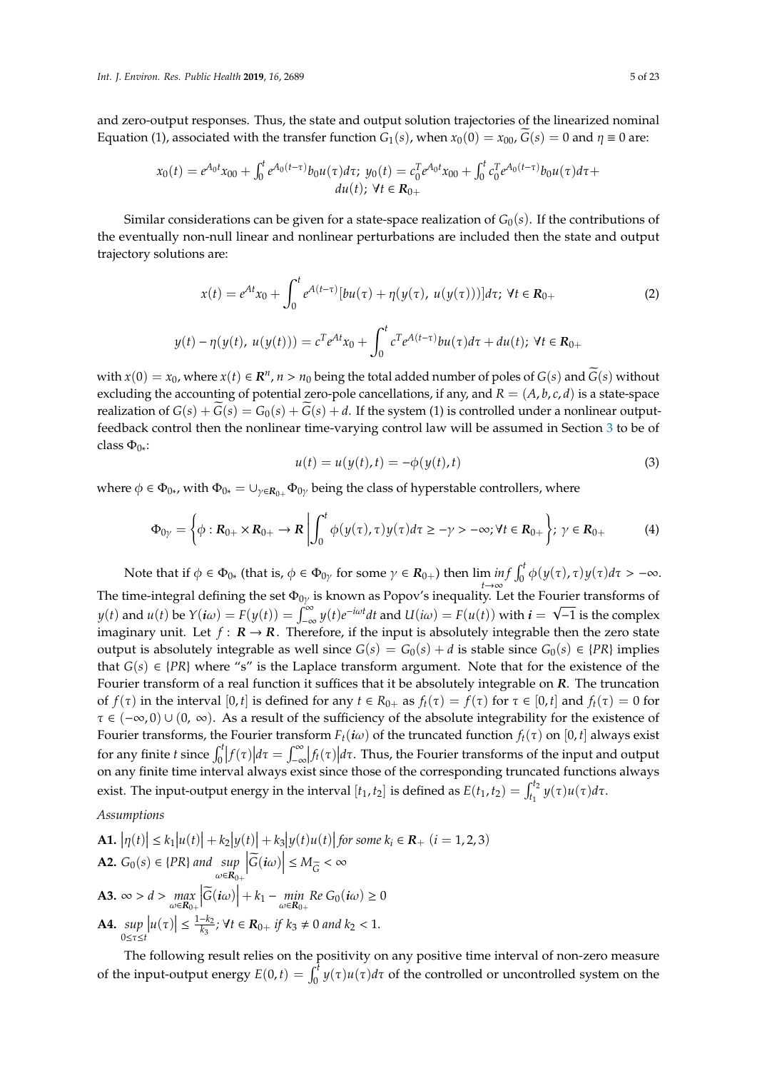and zero-output responses. Thus, the state and output solution trajectories of the linearized nominal Equation (1), associated with the transfer function $G_1(s)$, when $x_0(0) = x_{00}$, $\widetilde{G}(s) = 0$ and $\eta \equiv 0$ are:

$$x_0(t) = e^{A_0 t}x_{00} + \int_0^t e^{A_0(t-\tau)}b_0 u(\tau)d\tau;\ y_0(t) = c_0^T e^{A_0 t}x_{00} + \int_0^t c_0^T e^{A_0(t-\tau)}b_0 u(\tau)d\tau + du(t);\ \forall t \in \mathbf{R}_{0+}$$

Similar considerations can be given for a state-space realization of $G_0(s)$. If the contributions of the eventually non-null linear and nonlinear perturbations are included then the state and output trajectory solutions are:

$$x(t) = e^{At}x_0 + \int_0^t e^{A(t-\tau)}[bu(\tau) + \eta(y(\tau),\ u(y(\tau)))]d\tau;\ \forall t \in \mathbf{R}_{0+} \tag{2}$$

$$y(t) - \eta(y(t),\ u(y(t))) = c^T e^{At}x_0 + \int_0^t c^T e^{A(t-\tau)}bu(\tau)d\tau + du(t);\ \forall t \in \mathbf{R}_{0+}$$

with $x(0) = x_0$, where $x(t) \in \mathbf{R}^n$, $n > n_0$ being the total added number of poles of $G(s)$ and $\widetilde{G}(s)$ without excluding the accounting of potential zero-pole cancellations, if any, and $R = (A, b, c, d)$ is a state-space realization of $G(s) + \widetilde{G}(s) = G_0(s) + \widetilde{G}(s) + d$. If the system (1) is controlled under a nonlinear output-feedback control then the nonlinear time-varying control law will be assumed in Section 3 to be of class $\Phi_{0*}$:

$$u(t) = u(y(t), t) = -\phi(y(t), t) \tag{3}$$

where $\phi \in \Phi_{0*}$, with $\Phi_{0*} = \cup_{\gamma \in \mathbf{R}_{0+}} \Phi_{0\gamma}$ being the class of hyperstable controllers, where

$$\Phi_{0\gamma} = \left\{ \phi : \mathbf{R}_{0+} \times \mathbf{R}_{0+} \to \mathbf{R} \,\middle|\, \int_0^t \phi(y(\tau), \tau)y(\tau)d\tau \geq -\gamma > -\infty; \forall t \in \mathbf{R}_{0+} \right\};\ \gamma \in \mathbf{R}_{0+} \tag{4}$$

Note that if $\phi \in \Phi_{0*}$ (that is, $\phi \in \Phi_{0\gamma}$ for some $\gamma \in \mathbf{R}_{0+}$) then $\liminf_{t\to\infty} \int_0^t \phi(y(\tau), \tau)y(\tau)d\tau > -\infty$. The time-integral defining the set $\Phi_{0\gamma}$ is known as Popov's inequality. Let the Fourier transforms of $y(t)$ and $u(t)$ be $Y(\boldsymbol{i}\omega) = F(y(t)) = \int_{-\infty}^{\infty} y(t)e^{-i\omega t}dt$ and $U(i\omega) = F(u(t))$ with $\boldsymbol{i} = \sqrt{-1}$ is the complex imaginary unit. Let $f : \mathbf{R} \to \mathbf{R}$. Therefore, if the input is absolutely integrable then the zero state output is absolutely integrable as well since $G(s) = G_0(s) + d$ is stable since $G_0(s) \in \{PR\}$ implies that $G(s) \in \{PR\}$ where "s" is the Laplace transform argument. Note that for the existence of the Fourier transform of a real function it suffices that it be absolutely integrable on $\mathbf{R}$. The truncation of $f(\tau)$ in the interval $[0, t]$ is defined for any $t \in R_{0+}$ as $f_t(\tau) = f(\tau)$ for $\tau \in [0, t]$ and $f_t(\tau) = 0$ for $\tau \in (-\infty, 0) \cup (0,\ \infty)$. As a result of the sufficiency of the absolute integrability for the existence of Fourier transforms, the Fourier transform $F_t(\boldsymbol{i}\omega)$ of the truncated function $f_t(\tau)$ on $[0, t]$ always exist for any finite $t$ since $\int_0^t |f(\tau)|d\tau = \int_{-\infty}^{\infty} |f_t(\tau)|d\tau$. Thus, the Fourier transforms of the input and output on any finite time interval always exist since those of the corresponding truncated functions always exist. The input-output energy in the interval $[t_1, t_2]$ is defined as $E(t_1, t_2) = \int_{t_1}^{t_2} y(\tau)u(\tau)d\tau$.

*Assumptions*

**A1.** $|\eta(t)| \leq k_1|u(t)| + k_2|y(t)| + k_3|y(t)u(t)|$ *for some* $k_i \in \mathbf{R}_+$ $(i = 1, 2, 3)$

**A2.** $G_0(s) \in \{PR\}$ *and* $\sup_{\omega \in \mathbf{R}_{0+}} \left|\widetilde{G}(\boldsymbol{i}\omega)\right| \leq M_{\widetilde{G}} < \infty$

**A3.** $\infty > d > \max_{\omega \in \mathbf{R}_{0+}} \left|\widetilde{G}(\boldsymbol{i}\omega)\right| + k_1 - \min_{\omega \in \mathbf{R}_{0+}} Re\, G_0(\boldsymbol{i}\omega) \geq 0$

**A4.** $\sup_{0 \leq \tau \leq t} |u(\tau)| \leq \frac{1-k_2}{k_3}$; $\forall t \in \mathbf{R}_{0+}$ *if* $k_3 \neq 0$ *and* $k_2 < 1$.

The following result relies on the positivity on any positive time interval of non-zero measure of the input-output energy $E(0, t) = \int_0^t y(\tau)u(\tau)d\tau$ of the controlled or uncontrolled system on the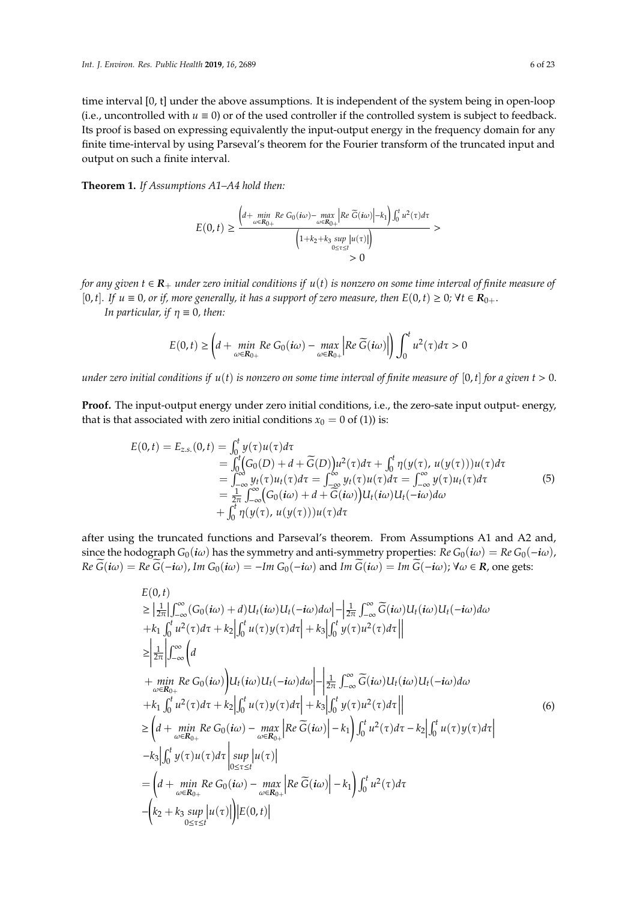time interval [0, t] under the above assumptions. It is independent of the system being in open-loop (i.e., uncontrolled with $u \equiv 0$) or of the used controller if the controlled system is subject to feedback. Its proof is based on expressing equivalently the input-output energy in the frequency domain for any finite time-interval by using Parseval's theorem for the Fourier transform of the truncated input and output on such a finite interval.

**Theorem 1.** *If Assumptions A1–A4 hold then:*

$$E(0,t) \geq \frac{\left(d + \min\limits_{\omega \in \mathbf{R}_{0+}} Re\, G_0(\mathbf{i}\omega) - \max\limits_{\omega \in \mathbf{R}_{0+}} \left| Re\, \widetilde{G}(\mathbf{i}\omega) \right| - k_1 \right) \int_0^t u^2(\tau) d\tau}{\left(1 + k_2 + k_3 \sup\limits_{0 \leq \tau \leq t} |u(\tau)| \right)} > 0$$

*for any given $t \in \mathbf{R}_+$ under zero initial conditions if $u(t)$ is nonzero on some time interval of finite measure of $[0, t]$. If $u \equiv 0$, or if, more generally, it has a support of zero measure, then $E(0, t) \geq 0$; $\forall t \in \mathbf{R}_{0+}$.*

*In particular, if $\eta \equiv 0$, then:*

$$E(0,t) \geq \left( d + \min_{\omega \in \mathbf{R}_{0+}} Re\, G_0(\mathbf{i}\omega) - \max_{\omega \in \mathbf{R}_{0+}} \left| Re\, \widetilde{G}(\mathbf{i}\omega) \right| \right) \int_0^t u^2(\tau) d\tau > 0$$

*under zero initial conditions if $u(t)$ is nonzero on some time interval of finite measure of $[0, t]$ for a given $t > 0$.*

**Proof.** The input-output energy under zero initial conditions, i.e., the zero-sate input output- energy, that is that associated with zero initial conditions $x_0 = 0$ of (1)) is:

$$\begin{aligned}
E(0,t) = E_{z.s.}(0,t) &= \int_0^t y(\tau) u(\tau) d\tau \\
&= \int_0^t \left( G_0(D) + d + \widetilde{G}(D) \right) u^2(\tau) d\tau + \int_0^t \eta(y(\tau),\, u(y(\tau))) u(\tau) d\tau \\
&= \int_{-\infty}^{\infty} y_t(\tau) u_t(\tau) d\tau = \int_{-\infty}^{\infty} y_t(\tau) u(\tau) d\tau = \int_{-\infty}^{\infty} y(\tau) u_t(\tau) d\tau \\
&= \frac{1}{2\pi} \int_{-\infty}^{\infty} \left( G_0(\mathbf{i}\omega) + d + \widetilde{G}(\mathbf{i}\omega) \right) U_t(\mathbf{i}\omega) U_t(-\mathbf{i}\omega) d\omega \\
&\quad + \int_0^t \eta(y(\tau),\, u(y(\tau))) u(\tau) d\tau
\end{aligned} \tag{5}$$

after using the truncated functions and Parseval's theorem. From Assumptions A1 and A2 and, since the hodograph $G_0(\mathbf{i}\omega)$ has the symmetry and anti-symmetry properties: $Re\, G_0(\mathbf{i}\omega) = Re\, G_0(-\mathbf{i}\omega)$, $Re\, \widetilde{G}(\mathbf{i}\omega) = Re\, \widetilde{G}(-\mathbf{i}\omega)$, $Im\, G_0(\mathbf{i}\omega) = -Im\, G_0(-\mathbf{i}\omega)$ and $Im\, \widetilde{G}(\mathbf{i}\omega) = Im\, \widetilde{G}(-\mathbf{i}\omega)$; $\forall \omega \in \mathbf{R}$, one gets:

$$\begin{aligned}
& E(0,t) \\
& \geq \left| \frac{1}{2\pi} \right| \int_{-\infty}^{\infty} (G_0(\mathbf{i}\omega) + d) U_t(\mathbf{i}\omega) U_t(-\mathbf{i}\omega) d\omega \Big| - \left| \frac{1}{2\pi} \int_{-\infty}^{\infty} \widetilde{G}(\mathbf{i}\omega) U_t(\mathbf{i}\omega) U_t(-\mathbf{i}\omega) d\omega \right. \\
& + k_1 \int_0^t u^2(\tau) d\tau + k_2 \left| \int_0^t u(\tau) y(\tau) d\tau \right| + k_3 \left| \int_0^t y(\tau) u^2(\tau) d\tau \right| \Big| \\
& \geq \left| \frac{1}{2\pi} \right| \int_{-\infty}^{\infty} \Big( d \\
& + \min_{\omega \in \mathbf{R}_{0+}} Re\, G_0(\mathbf{i}\omega) \Big) U_t(\mathbf{i}\omega) U_t(-\mathbf{i}\omega) d\omega \Big| - \Big| \frac{1}{2\pi} \int_{-\infty}^{\infty} \widetilde{G}(\mathbf{i}\omega) U_t(\mathbf{i}\omega) U_t(-\mathbf{i}\omega) d\omega \\
& + k_1 \int_0^t u^2(\tau) d\tau + k_2 \left| \int_0^t u(\tau) y(\tau) d\tau \right| + k_3 \left| \int_0^t y(\tau) u^2(\tau) d\tau \right| \Big| \\
& \geq \left( d + \min_{\omega \in \mathbf{R}_{0+}} Re\, G_0(\mathbf{i}\omega) - \max_{\omega \in \mathbf{R}_{0+}} \left| Re\, \widetilde{G}(\mathbf{i}\omega) \right| - k_1 \right) \int_0^t u^2(\tau) d\tau - k_2 \left| \int_0^t u(\tau) y(\tau) d\tau \right| \\
& - k_3 \left| \int_0^t y(\tau) u(\tau) d\tau \right| \sup_{0 \leq \tau \leq t} |u(\tau)| \\
& = \left( d + \min_{\omega \in \mathbf{R}_{0+}} Re\, G_0(\mathbf{i}\omega) - \max_{\omega \in \mathbf{R}_{0+}} \left| Re\, \widetilde{G}(\mathbf{i}\omega) \right| - k_1 \right) \int_0^t u^2(\tau) d\tau \\
& - \left( k_2 + k_3 \sup_{0 \leq \tau \leq t} |u(\tau)| \right) |E(0,t)|
\end{aligned} \tag{6}$$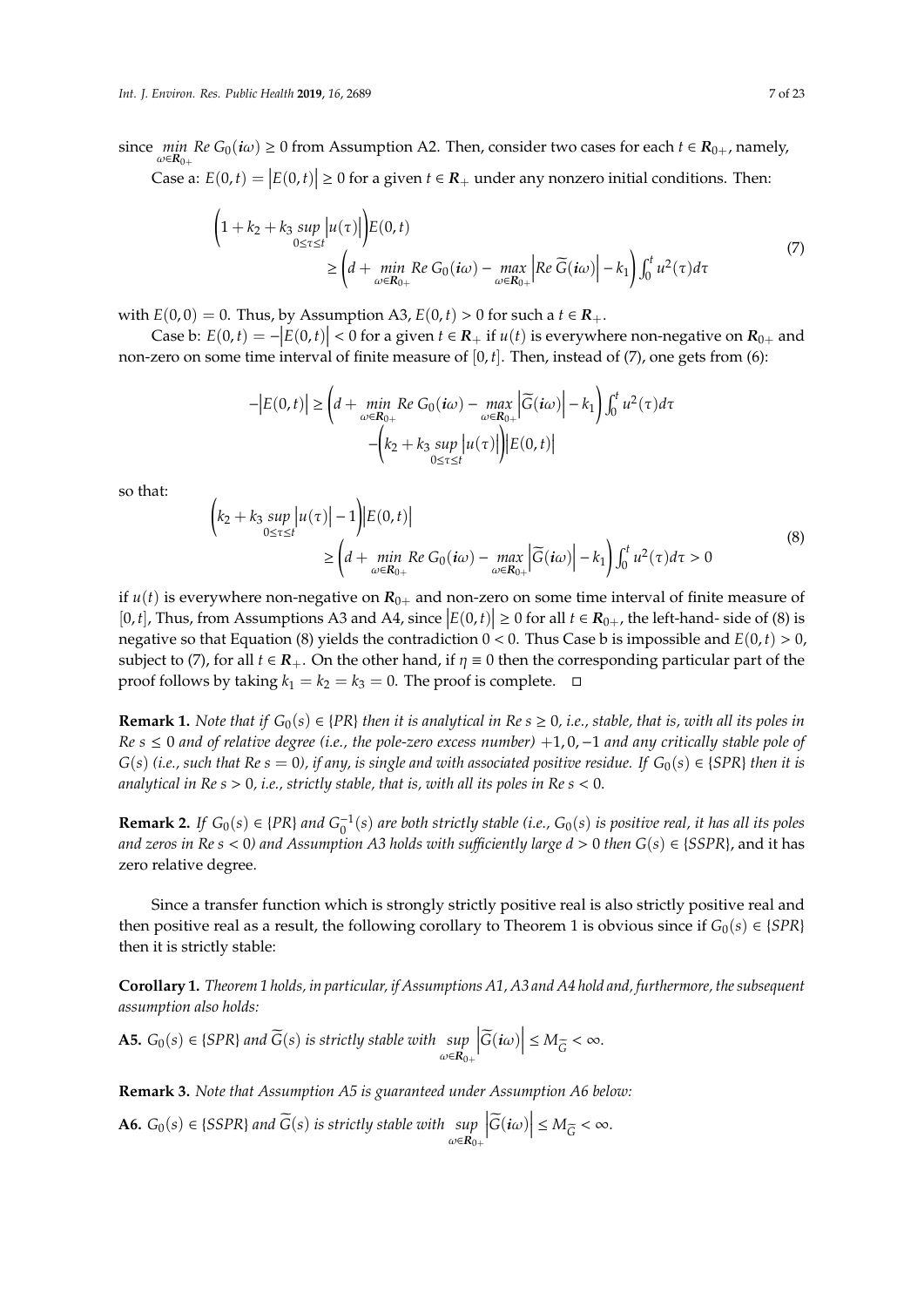since $\min_{\omega \in \mathbf{R}_{0+}} Re\, G_0(\mathbf{i}\omega) \geq 0$ from Assumption A2. Then, consider two cases for each $t \in \mathbf{R}_{0+}$, namely,

Case a: $E(0,t) = |E(0,t)| \geq 0$ for a given $t \in \mathbf{R}_{+}$ under any nonzero initial conditions. Then:

$$
\begin{aligned}
&\left(1 + k_2 + k_3 \sup_{0 \leq \tau \leq t} |u(\tau)|\right) E(0,t) \\
&\qquad \geq \left(d + \min_{\omega \in \mathbf{R}_{0+}} Re\, G_0(\mathbf{i}\omega) - \max_{\omega \in \mathbf{R}_{0+}} \left|Re\, \widetilde{G}(\mathbf{i}\omega)\right| - k_1\right) \int_0^t u^2(\tau) d\tau
\end{aligned}
\tag{7}
$$

with $E(0,0) = 0$. Thus, by Assumption A3, $E(0,t) > 0$ for such a $t \in \mathbf{R}_{+}$.

Case b: $E(0,t) = -|E(0,t)| < 0$ for a given $t \in \mathbf{R}_{+}$ if $u(t)$ is everywhere non-negative on $\mathbf{R}_{0+}$ and non-zero on some time interval of finite measure of $[0,t]$. Then, instead of (7), one gets from (6):

$$
\begin{aligned}
-|E(0,t)| \geq &\left(d + \min_{\omega \in \mathbf{R}_{0+}} Re\, G_0(\mathbf{i}\omega) - \max_{\omega \in \mathbf{R}_{0+}} \left|\widetilde{G}(\mathbf{i}\omega)\right| - k_1\right) \int_0^t u^2(\tau) d\tau \\
&- \left(k_2 + k_3 \sup_{0 \leq \tau \leq t} |u(\tau)|\right) |E(0,t)|
\end{aligned}
$$

so that:

$$
\begin{aligned}
&\left(k_2 + k_3 \sup_{0 \leq \tau \leq t} |u(\tau)| - 1\right) |E(0,t)| \\
&\qquad \geq \left(d + \min_{\omega \in \mathbf{R}_{0+}} Re\, G_0(\mathbf{i}\omega) - \max_{\omega \in \mathbf{R}_{0+}} \left|\widetilde{G}(\mathbf{i}\omega)\right| - k_1\right) \int_0^t u^2(\tau) d\tau > 0
\end{aligned}
\tag{8}
$$

if $u(t)$ is everywhere non-negative on $\mathbf{R}_{0+}$ and non-zero on some time interval of finite measure of $[0,t]$, Thus, from Assumptions A3 and A4, since $|E(0,t)| \geq 0$ for all $t \in \mathbf{R}_{0+}$, the left-hand- side of (8) is negative so that Equation (8) yields the contradiction $0 < 0$. Thus Case b is impossible and $E(0,t) > 0$, subject to (7), for all $t \in \mathbf{R}_{+}$. On the other hand, if $\eta \equiv 0$ then the corresponding particular part of the proof follows by taking $k_1 = k_2 = k_3 = 0$. The proof is complete. □

**Remark 1.** *Note that if $G_0(s) \in \{PR\}$ then it is analytical in $Re\, s \geq 0$, i.e., stable, that is, with all its poles in $Re\, s \leq 0$ and of relative degree (i.e., the pole-zero excess number) $+1, 0, -1$ and any critically stable pole of $G(s)$ (i.e., such that $Re\, s = 0$), if any, is single and with associated positive residue. If $G_0(s) \in \{SPR\}$ then it is analytical in $Re\, s > 0$, i.e., strictly stable, that is, with all its poles in $Re\, s < 0$.*

**Remark 2.** *If $G_0(s) \in \{PR\}$ and $G_0^{-1}(s)$ are both strictly stable (i.e., $G_0(s)$ is positive real, it has all its poles and zeros in $Re\, s < 0$) and Assumption A3 holds with sufficiently large $d > 0$ then $G(s) \in \{SSPR\}$*, and it has zero relative degree.

Since a transfer function which is strongly strictly positive real is also strictly positive real and then positive real as a result, the following corollary to Theorem 1 is obvious since if $G_0(s) \in \{SPR\}$ then it is strictly stable:

**Corollary 1.** *Theorem 1 holds, in particular, if Assumptions A1, A3 and A4 hold and, furthermore, the subsequent assumption also holds:*

**A5.** *$G_0(s) \in \{SPR\}$ and $\widetilde{G}(s)$ is strictly stable with $\sup_{\omega \in \mathbf{R}_{0+}} \left|\widetilde{G}(\mathbf{i}\omega)\right| \leq M_{\widetilde{G}} < \infty$.*

**Remark 3.** *Note that Assumption A5 is guaranteed under Assumption A6 below:*

**A6.** *$G_0(s) \in \{SSPR\}$ and $\widetilde{G}(s)$ is strictly stable with $\sup_{\omega \in \mathbf{R}_{0+}} \left|\widetilde{G}(\mathbf{i}\omega)\right| \leq M_{\widetilde{G}} < \infty$.*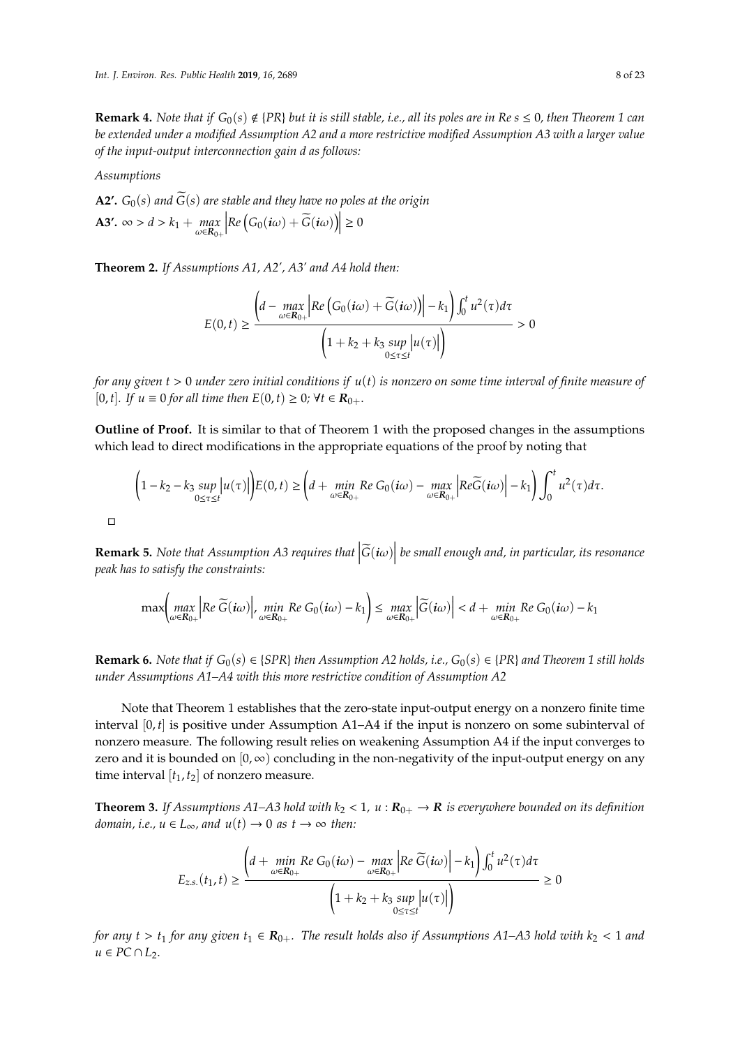**Remark 4.** *Note that if $G_0(s) \notin \{PR\}$ but it is still stable, i.e., all its poles are in $Re\, s \leq 0$, then Theorem 1 can be extended under a modified Assumption A2 and a more restrictive modified Assumption A3 with a larger value of the input-output interconnection gain d as follows:*

*Assumptions*

**A2'.** *$G_0(s)$ and $\widetilde{G}(s)$ are stable and they have no poles at the origin*

**A3'.** $\infty > d > k_1 + \max_{\omega \in \mathbf{R}_{0+}} \left| Re\left(G_0(i\omega) + \widetilde{G}(i\omega)\right)\right| \geq 0$

**Theorem 2.** *If Assumptions A1, A2', A3' and A4 hold then:*

$$E(0,t) \geq \frac{\left(d - \max_{\omega \in \mathbf{R}_{0+}} \left| Re\left(G_0(i\omega) + \widetilde{G}(i\omega)\right)\right| - k_1\right)\int_0^t u^2(\tau)d\tau}{\left(1 + k_2 + k_3 \sup_{0 \leq \tau \leq t} |u(\tau)|\right)} > 0$$

*for any given $t > 0$ under zero initial conditions if $u(t)$ is nonzero on some time interval of finite measure of $[0,t]$. If $u \equiv 0$ for all time then $E(0,t) \geq 0$; $\forall t \in \mathbf{R}_{0+}$.*

**Outline of Proof.** It is similar to that of Theorem 1 with the proposed changes in the assumptions which lead to direct modifications in the appropriate equations of the proof by noting that

$$\left(1 - k_2 - k_3 \sup_{0 \leq \tau \leq t} |u(\tau)|\right)E(0,t) \geq \left(d + \min_{\omega \in \mathbf{R}_{0+}} Re\, G_0(i\omega) - \max_{\omega \in \mathbf{R}_{0+}} \left|Re\widetilde{G}(i\omega)\right| - k_1\right)\int_0^t u^2(\tau)d\tau.$$

□

**Remark 5.** *Note that Assumption A3 requires that $\left|\widetilde{G}(i\omega)\right|$ be small enough and, in particular, its resonance peak has to satisfy the constraints:*

$$\max\left(\max_{\omega \in \mathbf{R}_{0+}} \left|Re\, \widetilde{G}(i\omega)\right|, \min_{\omega \in \mathbf{R}_{0+}} Re\, G_0(i\omega) - k_1\right) \leq \max_{\omega \in \mathbf{R}_{0+}} \left|\widetilde{G}(i\omega)\right| < d + \min_{\omega \in \mathbf{R}_{0+}} Re\, G_0(i\omega) - k_1$$

**Remark 6.** *Note that if $G_0(s) \in \{SPR\}$ then Assumption A2 holds, i.e., $G_0(s) \in \{PR\}$ and Theorem 1 still holds under Assumptions A1–A4 with this more restrictive condition of Assumption A2*

Note that Theorem 1 establishes that the zero-state input-output energy on a nonzero finite time interval $[0,t]$ is positive under Assumption A1–A4 if the input is nonzero on some subinterval of nonzero measure. The following result relies on weakening Assumption A4 if the input converges to zero and it is bounded on $[0,\infty)$ concluding in the non-negativity of the input-output energy on any time interval $[t_1, t_2]$ of nonzero measure.

**Theorem 3.** *If Assumptions A1–A3 hold with $k_2 < 1$, $u : \mathbf{R}_{0+} \to \mathbf{R}$ is everywhere bounded on its definition domain, i.e., $u \in L_\infty$, and $u(t) \to 0$ as $t \to \infty$ then:*

$$E_{z.s.}(t_1,t) \geq \frac{\left(d + \min_{\omega \in \mathbf{R}_{0+}} Re\, G_0(i\omega) - \max_{\omega \in \mathbf{R}_{0+}} \left|Re\, \widetilde{G}(i\omega)\right| - k_1\right)\int_0^t u^2(\tau)d\tau}{\left(1 + k_2 + k_3 \sup_{0 \leq \tau \leq t} |u(\tau)|\right)} \geq 0$$

*for any $t > t_1$ for any given $t_1 \in \mathbf{R}_{0+}$. The result holds also if Assumptions A1–A3 hold with $k_2 < 1$ and $u \in PC \cap L_2$.*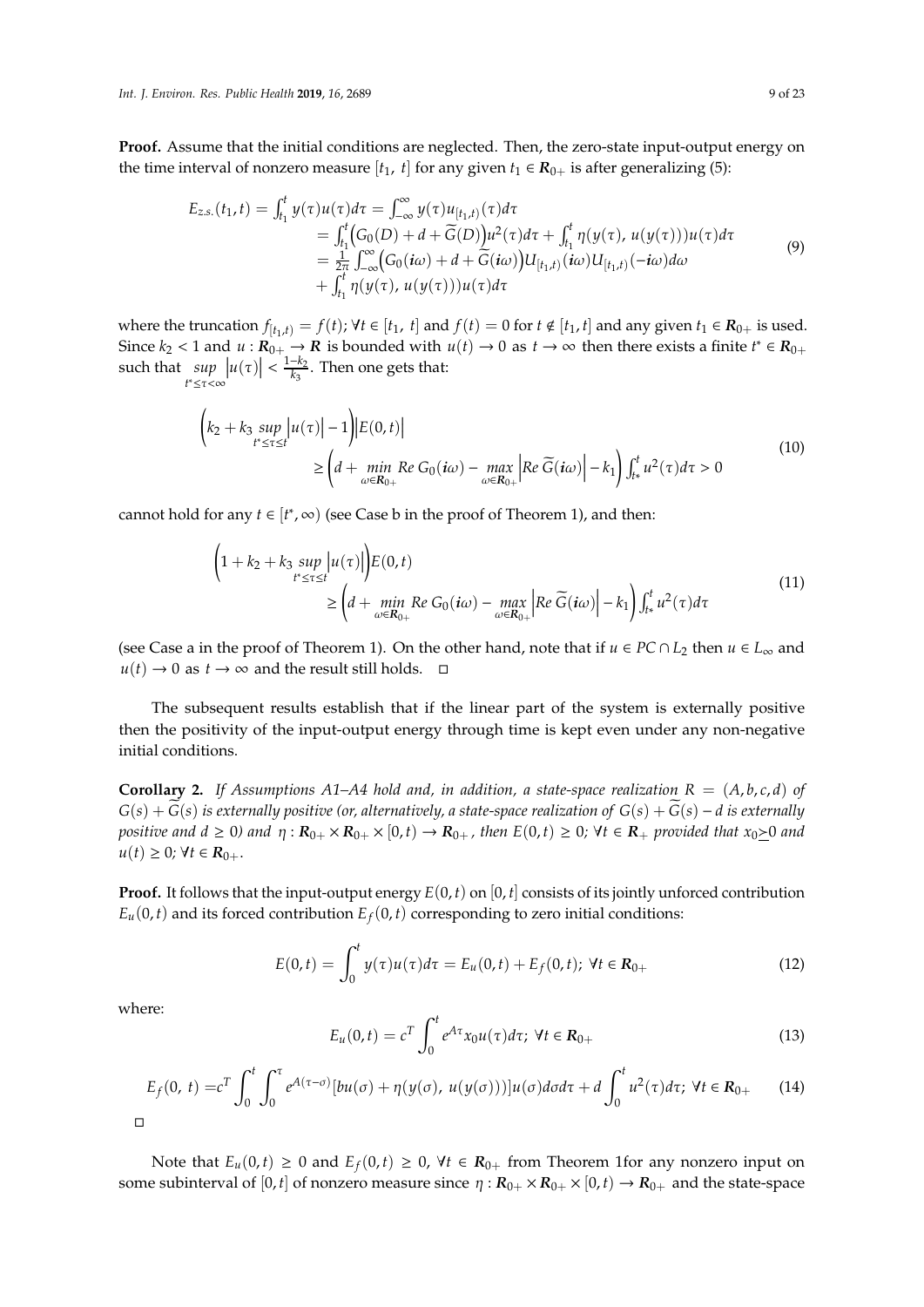**Proof.** Assume that the initial conditions are neglected. Then, the zero-state input-output energy on the time interval of nonzero measure $[t_1,\ t]$ for any given $t_1 \in \mathbf{R}_{0+}$ is after generalizing (5):

$$
\begin{aligned}
E_{z.s.}(t_1, t) = \int_{t_1}^{t} y(\tau)u(\tau)d\tau &= \int_{-\infty}^{\infty} y(\tau)u_{[t_1,t)}(\tau)d\tau \\
&= \int_{t_1}^{t}\Big(G_0(D) + d + \widetilde{G}(D)\Big)u^2(\tau)d\tau + \int_{t_1}^{t} \eta(y(\tau),\ u(y(\tau)))u(\tau)d\tau \\
&= \frac{1}{2\pi}\int_{-\infty}^{\infty}\Big(G_0(\boldsymbol{i}\omega) + d + \widetilde{G}(\boldsymbol{i}\omega)\Big)U_{[t_1,t)}(\boldsymbol{i}\omega)U_{[t_1,t)}(-\boldsymbol{i}\omega)d\omega \\
&\quad + \int_{t_1}^{t} \eta(y(\tau),\ u(y(\tau)))u(\tau)d\tau
\end{aligned}
\tag{9}
$$

where the truncation $f_{[t_1,t)} = f(t);\ \forall t \in [t_1,\ t]$ and $f(t) = 0$ for $t \notin [t_1, t]$ and any given $t_1 \in \mathbf{R}_{0+}$ is used. Since $k_2 < 1$ and $u : \mathbf{R}_{0+} \to \mathbf{R}$ is bounded with $u(t) \to 0$ as $t \to \infty$ then there exists a finite $t^* \in \mathbf{R}_{0+}$ such that $\sup_{t^* \le \tau < \infty} |u(\tau)| < \frac{1-k_2}{k_3}$. Then one gets that:

$$
\begin{aligned}
&\left(k_2 + k_3 \sup_{t^* \le \tau \le t} |u(\tau)| - 1\right)|E(0, t)| \\
&\qquad \ge \left(d + \min_{\omega \in \mathbf{R}_{0+}} Re\ G_0(\boldsymbol{i}\omega) - \max_{\omega \in \mathbf{R}_{0+}} \left|Re\ \widetilde{G}(\boldsymbol{i}\omega)\right| - k_1\right)\int_{t^*}^{t} u^2(\tau)d\tau > 0
\end{aligned}
\tag{10}
$$

cannot hold for any $t \in [t^*, \infty)$ (see Case b in the proof of Theorem 1), and then:

$$
\begin{aligned}
&\left(1 + k_2 + k_3 \sup_{t^* \le \tau \le t} |u(\tau)|\right)E(0, t) \\
&\qquad \ge \left(d + \min_{\omega \in \mathbf{R}_{0+}} Re\ G_0(\boldsymbol{i}\omega) - \max_{\omega \in \mathbf{R}_{0+}} \left|Re\ \widetilde{G}(\boldsymbol{i}\omega)\right| - k_1\right)\int_{t^*}^{t} u^2(\tau)d\tau
\end{aligned}
\tag{11}
$$

(see Case a in the proof of Theorem 1). On the other hand, note that if $u \in PC \cap L_2$ then $u \in L_\infty$ and $u(t) \to 0$ as $t \to \infty$ and the result still holds. □

The subsequent results establish that if the linear part of the system is externally positive then the positivity of the input-output energy through time is kept even under any non-negative initial conditions.

**Corollary 2.** *If Assumptions A1–A4 hold and, in addition, a state-space realization $R = (A, b, c, d)$ of $G(s) + \widetilde{G}(s)$ is externally positive (or, alternatively, a state-space realization of $G(s) + \widetilde{G}(s) - d$ is externally positive and $d \ge 0$) and $\eta : \mathbf{R}_{0+} \times \mathbf{R}_{0+} \times [0, t) \to \mathbf{R}_{0+}$, then $E(0, t) \ge 0;\ \forall t \in \mathbf{R}_{+}$ provided that $x_0 \succeq 0$ and $u(t) \ge 0;\ \forall t \in \mathbf{R}_{0+}$.*

**Proof.** It follows that the input-output energy $E(0, t)$ on $[0, t]$ consists of its jointly unforced contribution $E_u(0, t)$ and its forced contribution $E_f(0, t)$ corresponding to zero initial conditions:

$$
E(0, t) = \int_0^t y(\tau)u(\tau)d\tau = E_u(0, t) + E_f(0, t);\ \forall t \in \mathbf{R}_{0+}
\tag{12}
$$

where:

$$
E_u(0, t) = c^T \int_0^t e^{A\tau}x_0 u(\tau)d\tau;\ \forall t \in \mathbf{R}_{0+}
\tag{13}
$$

$$
E_f(0,\ t) = c^T \int_0^t \int_0^\tau e^{A(\tau-\sigma)}[bu(\sigma) + \eta(y(\sigma),\ u(y(\sigma)))]u(\sigma)d\sigma d\tau + d\int_0^t u^2(\tau)d\tau;\ \forall t \in \mathbf{R}_{0+}
\tag{14}
$$

□

Note that $E_u(0, t) \ge 0$ and $E_f(0, t) \ge 0$, $\forall t \in \mathbf{R}_{0+}$ from Theorem 1for any nonzero input on some subinterval of $[0, t]$ of nonzero measure since $\eta : \mathbf{R}_{0+} \times \mathbf{R}_{0+} \times [0, t) \to \mathbf{R}_{0+}$ and the state-space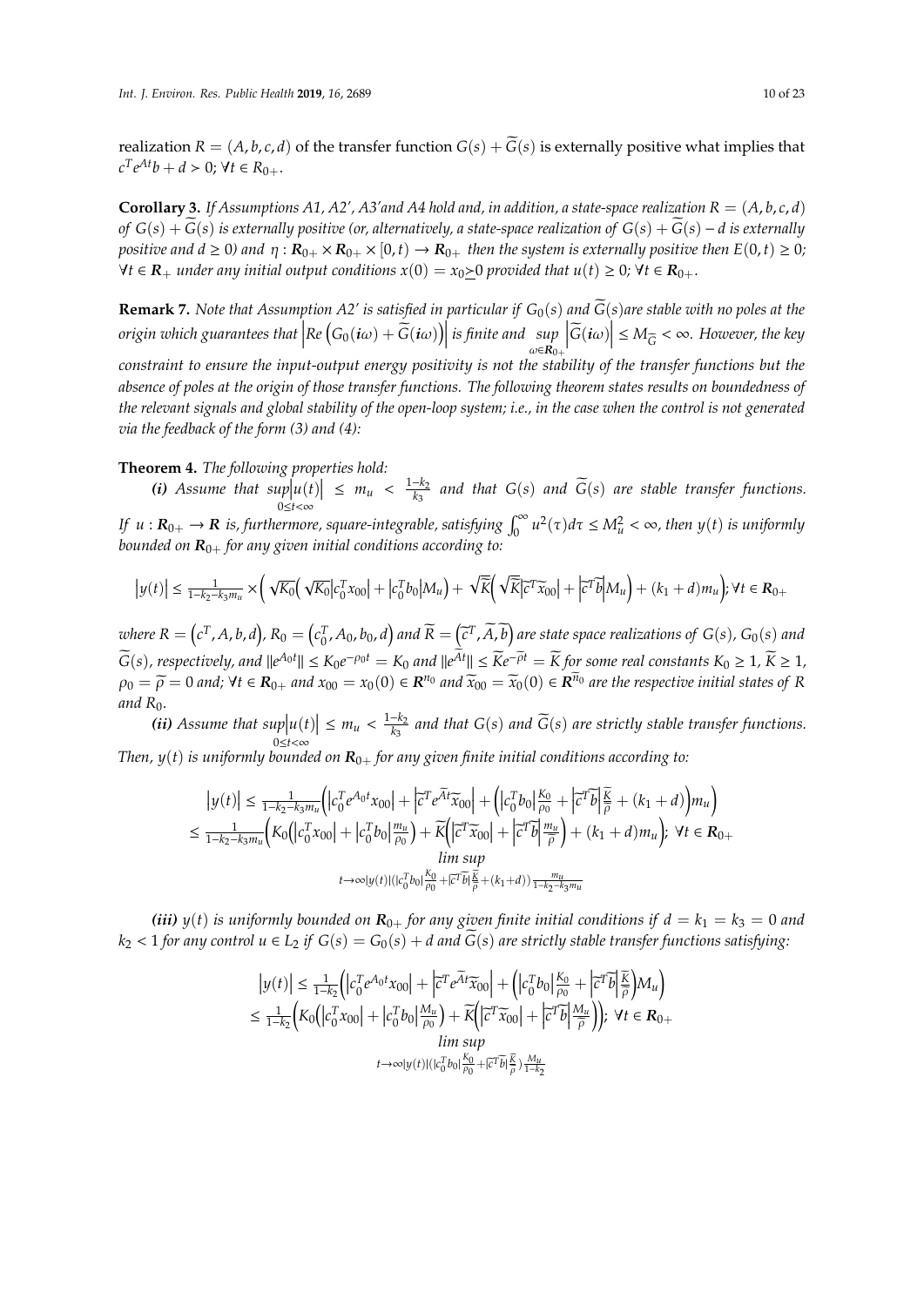realization $R = (A, b, c, d)$ of the transfer function $G(s) + \widetilde{G}(s)$ is externally positive what implies that $c^T e^{At} b + d > 0;\ \forall t \in R_{0+}$.

**Corollary 3.** *If Assumptions A1, A2', A3'and A4 hold and, in addition, a state-space realization $R = (A, b, c, d)$ of $G(s) + \widetilde{G}(s)$ is externally positive (or, alternatively, a state-space realization of $G(s) + \widetilde{G}(s) - d$ is externally positive and $d \geq 0$) and $\eta : \mathbf{R}_{0+} \times \mathbf{R}_{0+} \times [0, t) \to \mathbf{R}_{0+}$ then the system is externally positive then $E(0, t) \geq 0$; $\forall t \in \mathbf{R}_+$ under any initial output conditions $x(0) = x_0 \succeq 0$ provided that $u(t) \geq 0;\ \forall t \in \mathbf{R}_{0+}$.*

**Remark 7.** *Note that Assumption A2' is satisfied in particular if $G_0(s)$ and $\widetilde{G}(s)$are stable with no poles at the origin which guarantees that $\left|Re\left(G_0(\mathbf{i}\omega) + \widetilde{G}(\mathbf{i}\omega)\right)\right|$ is finite and $\sup_{\omega \in \mathbf{R}_{0+}} \left|\widetilde{G}(\mathbf{i}\omega)\right| \leq M_{\widetilde{G}} < \infty$. However, the key constraint to ensure the input-output energy positivity is not the stability of the transfer functions but the absence of poles at the origin of those transfer functions. The following theorem states results on boundedness of the relevant signals and global stability of the open-loop system; i.e., in the case when the control is not generated via the feedback of the form (3) and (4):*

**Theorem 4.** *The following properties hold:*

***(i)*** *Assume that $\sup_{0 \leq t < \infty} |u(t)| \leq m_u < \frac{1-k_2}{k_3}$ and that $G(s)$ and $\widetilde{G}(s)$ are stable transfer functions. If $u : \mathbf{R}_{0+} \to \mathbf{R}$ is, furthermore, square-integrable, satisfying $\int_0^\infty u^2(\tau) d\tau \leq M_u^2 < \infty$, then $y(t)$ is uniformly bounded on $\mathbf{R}_{0+}$ for any given initial conditions according to:*

$$
|y(t)| \leq \frac{1}{1-k_2-k_3 m_u} \times \left( \sqrt{K_0}\left(\sqrt{K_0}\left|c_0^T x_{00}\right| + \left|c_0^T b_0\right| M_u\right) + \sqrt{\widetilde{K}}\left(\sqrt{\widetilde{K}}\left|\widetilde{c}^T \widetilde{x}_{00}\right| + \left|\widetilde{c}^T \widetilde{b}\right| M_u\right) + (k_1 + d) m_u \right); \forall t \in \mathbf{R}_{0+}
$$

*where $R = \left(c^T, A, b, d\right)$, $R_0 = \left(c_0^T, A_0, b_0, d\right)$ and $\widetilde{R} = \left(\widetilde{c}^T, \widetilde{A}, \widetilde{b}\right)$ are state space realizations of $G(s)$, $G_0(s)$ and $\widetilde{G}(s)$, respectively, and $\|e^{A_0 t}\| \leq K_0 e^{-\rho_0 t} = K_0$ and $\|e^{\widetilde{A} t}\| \leq \widetilde{K} e^{-\widetilde{\rho} t} = \widetilde{K}$ for some real constants $K_0 \geq 1$, $\widetilde{K} \geq 1$, $\rho_0 = \widetilde{\rho} = 0$ and; $\forall t \in \mathbf{R}_{0+}$ and $x_{00} = x_0(0) \in \mathbf{R}^{n_0}$ and $\widetilde{x}_{00} = \widetilde{x}_0(0) \in \mathbf{R}^{\widetilde{n}_0}$ are the respective initial states of $R$ and $R_0$.*

***(ii)*** *Assume that $\sup_{0 \leq t < \infty} |u(t)| \leq m_u < \frac{1-k_2}{k_3}$ and that $G(s)$ and $\widetilde{G}(s)$ are strictly stable transfer functions. Then, $y(t)$ is uniformly bounded on $\mathbf{R}_{0+}$ for any given finite initial conditions according to:*

$$
\begin{aligned}
|y(t)| &\leq \frac{1}{1-k_2-k_3 m_u}\left(\left|c_0^T e^{A_0 t} x_{00}\right| + \left|\widetilde{c}^T e^{\widetilde{A} t} \widetilde{x}_{00}\right| + \left(\left|c_0^T b_0\right| \frac{K_0}{\rho_0} + \left|\widetilde{c}^T \widetilde{b}\right| \frac{\widetilde{K}}{\widetilde{\rho}} + (k_1 + d)\right) m_u\right) \\
&\leq \frac{1}{1-k_2-k_3 m_u}\left(K_0\left(\left|c_0^T x_{00}\right| + \left|c_0^T b_0\right| \frac{m_u}{\rho_0}\right) + \widetilde{K}\left(\left|\widetilde{c}^T \widetilde{x}_{00}\right| + \left|\widetilde{c}^T \widetilde{b}\right| \frac{m_u}{\widetilde{\rho}}\right) + (k_1 + d) m_u\right);\ \forall t \in \mathbf{R}_{0+} \\
&\limsup_{t \to \infty} |y(t)| \left(\left|c_0^T b_0\right| \frac{K_0}{\rho_0} + \left|\widetilde{c}^T \widetilde{b}\right| \frac{\widetilde{K}}{\widetilde{\rho}} + (k_1 + d)\right) \frac{m_u}{1-k_2-k_3 m_u}
\end{aligned}
$$

***(iii)*** *$y(t)$ is uniformly bounded on $\mathbf{R}_{0+}$ for any given finite initial conditions if $d = k_1 = k_3 = 0$ and $k_2 < 1$ for any control $u \in L_2$ if $G(s) = G_0(s) + d$ and $\widetilde{G}(s)$ are strictly stable transfer functions satisfying:*

$$
\begin{aligned}
|y(t)| &\leq \frac{1}{1-k_2}\left(\left|c_0^T e^{A_0 t} x_{00}\right| + \left|\widetilde{c}^T e^{\widetilde{A} t} \widetilde{x}_{00}\right| + \left(\left|c_0^T b_0\right| \frac{K_0}{\rho_0} + \left|\widetilde{c}^T \widetilde{b}\right| \frac{\widetilde{K}}{\widetilde{\rho}}\right) M_u\right) \\
&\leq \frac{1}{1-k_2}\left(K_0\left(\left|c_0^T x_{00}\right| + \left|c_0^T b_0\right| \frac{M_u}{\rho_0}\right) + \widetilde{K}\left(\left|\widetilde{c}^T \widetilde{x}_{00}\right| + \left|\widetilde{c}^T \widetilde{b}\right| \frac{M_u}{\widetilde{\rho}}\right)\right);\ \forall t \in \mathbf{R}_{0+} \\
&\limsup_{t \to \infty} |y(t)| \left(\left|c_0^T b_0\right| \frac{K_0}{\rho_0} + \left|\widetilde{c}^T \widetilde{b}\right| \frac{\widetilde{K}}{\widetilde{\rho}}\right) \frac{M_u}{1-k_2}
\end{aligned}
$$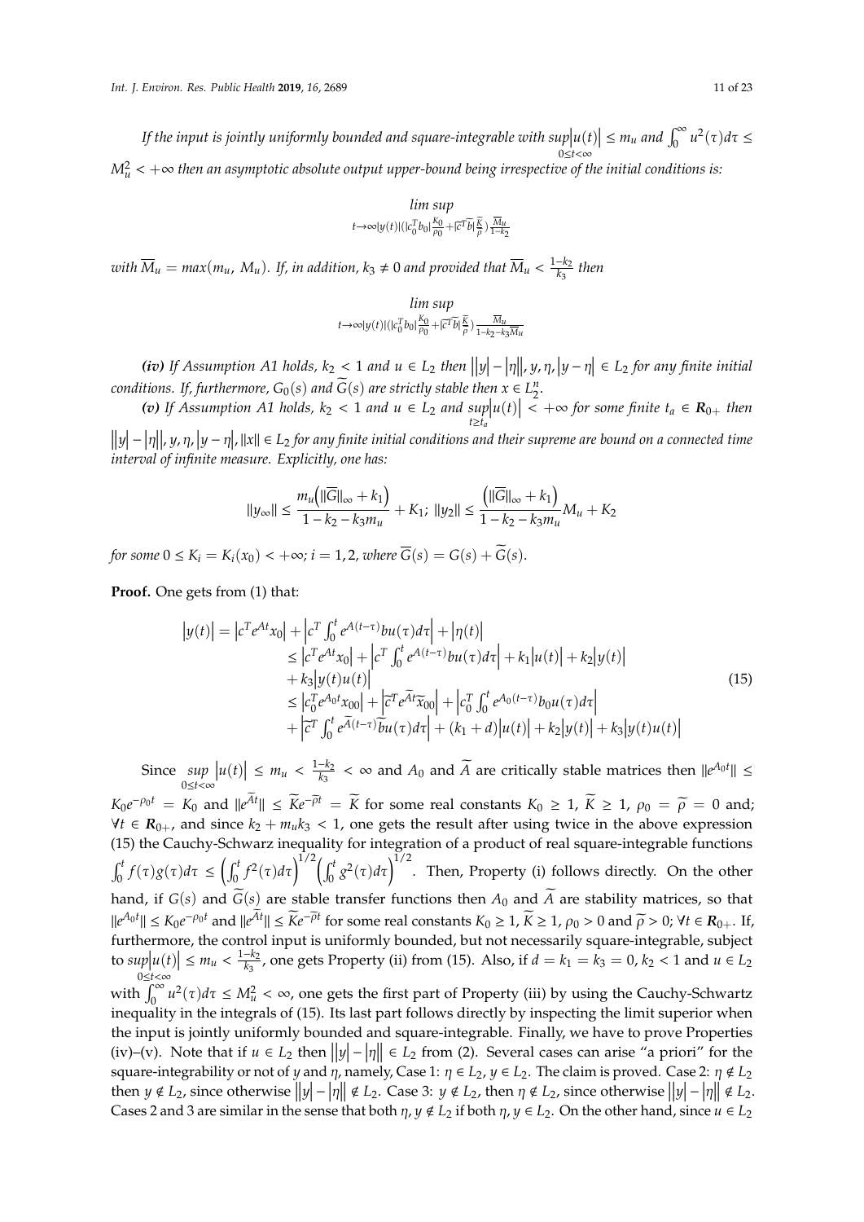*If the input is jointly uniformly bounded and square-integrable with* $\sup\limits_{0\le t<\infty}|u(t)| \le m_u$ *and* $\int_0^\infty u^2(\tau)d\tau \le M_u^2 < +\infty$ *then an asymptotic absolute output upper-bound being irrespective of the initial conditions is:*

$$\lim\sup_{t\to\infty|y(t)|(|c_0^T b_0|\frac{K_0}{\rho_0}+|\widetilde{c}^T\widetilde{b}|\frac{\widetilde{K}}{\widetilde{\rho}})\frac{\overline{M}_u}{1-k_2}}$$

*with* $\overline{M}_u = max(m_u, M_u)$*. If, in addition,* $k_3 \ne 0$ *and provided that* $\overline{M}_u < \frac{1-k_2}{k_3}$ *then*

$$\lim\sup_{t\to\infty|y(t)|(|c_0^T b_0|\frac{K_0}{\rho_0}+|\widetilde{c}^T\widetilde{b}|\frac{\widetilde{K}}{\widetilde{\rho}})\frac{\overline{M}_u}{1-k_2-k_3\overline{M}_u}}$$

***(iv)*** *If Assumption A1 holds,* $k_2 < 1$ *and* $u \in L_2$ *then* $\big||y|-|\eta|\big|, y, \eta, |y-\eta| \in L_2$ *for any finite initial conditions. If, furthermore,* $G_0(s)$ *and* $\widetilde{G}(s)$ *are strictly stable then* $x \in L_2^n$*.*

***(v)*** *If Assumption A1 holds,* $k_2 < 1$ *and* $u \in L_2$ *and* $\sup\limits_{t\ge t_a}|u(t)| < +\infty$ *for some finite* $t_a \in \mathbf{R}_{0+}$ *then* $\big||y|-|\eta|\big|, y, \eta, |y-\eta|, \|x\| \in L_2$ *for any finite initial conditions and their supreme are bound on a connected time interval of infinite measure. Explicitly, one has:*

$$\|y_\infty\| \le \frac{m_u\left(\|\overline{G}\|_\infty + k_1\right)}{1-k_2-k_3 m_u} + K_1;\ \|y_2\| \le \frac{\left(\|\overline{G}\|_\infty + k_1\right)}{1-k_2-k_3 m_u}M_u + K_2$$

*for some* $0 \le K_i = K_i(x_0) < +\infty; i = 1, 2$*, where* $\overline{G}(s) = G(s) + \widetilde{G}(s)$*.*

**Proof.** One gets from (1) that:

$$\begin{aligned}
|y(t)| &= \left|c^T e^{At}x_0\right| + \left|c^T \int_0^t e^{A(t-\tau)}bu(\tau)d\tau\right| + |\eta(t)| \\
&\le \left|c^T e^{At}x_0\right| + \left|c^T \int_0^t e^{A(t-\tau)}bu(\tau)d\tau\right| + k_1|u(t)| + k_2|y(t)| \\
&\quad + k_3|y(t)u(t)| \\
&\le \left|c_0^T e^{A_0 t}x_{00}\right| + \left|\widetilde{c}^T e^{\widetilde{A}t}\widetilde{x}_{00}\right| + \left|c_0^T \int_0^t e^{A_0(t-\tau)}b_0 u(\tau)d\tau\right| \\
&\quad + \left|\widetilde{c}^T \int_0^t e^{\widetilde{A}(t-\tau)}\widetilde{b}u(\tau)d\tau\right| + (k_1+d)|u(t)| + k_2|y(t)| + k_3|y(t)u(t)|
\end{aligned} \tag{15}$$

Since $\sup\limits_{0\le t<\infty}|u(t)| \le m_u < \frac{1-k_2}{k_3} < \infty$ and $A_0$ and $\widetilde{A}$ are critically stable matrices then $\|e^{A_0 t}\| \le K_0 e^{-\rho_0 t} = K_0$ and $\|e^{\widetilde{A}t}\| \le \widetilde{K}e^{-\widetilde{\rho}t} = \widetilde{K}$ for some real constants $K_0 \ge 1$, $\widetilde{K} \ge 1$, $\rho_0 = \widetilde{\rho} = 0$ and; $\forall t \in \mathbf{R}_{0+}$, and since $k_2 + m_u k_3 < 1$, one gets the result after using twice in the above expression (15) the Cauchy-Schwarz inequality for integration of a product of real square-integrable functions $\int_0^t f(\tau)g(\tau)d\tau \le \left(\int_0^t f^2(\tau)d\tau\right)^{1/2}\left(\int_0^t g^2(\tau)d\tau\right)^{1/2}$. Then, Property (i) follows directly. On the other hand, if $G(s)$ and $\widetilde{G}(s)$ are stable transfer functions then $A_0$ and $\widetilde{A}$ are stability matrices, so that $\|e^{A_0 t}\| \le K_0 e^{-\rho_0 t}$ and $\|e^{\widetilde{A}t}\| \le \widetilde{K}e^{-\widetilde{\rho}t}$ for some real constants $K_0 \ge 1$, $\widetilde{K} \ge 1$, $\rho_0 > 0$ and $\widetilde{\rho} > 0$; $\forall t \in \mathbf{R}_{0+}$. If, furthermore, the control input is uniformly bounded, but not necessarily square-integrable, subject to $\sup\limits_{0\le t<\infty}|u(t)| \le m_u < \frac{1-k_2}{k_3}$, one gets Property (ii) from (15). Also, if $d = k_1 = k_3 = 0$, $k_2 < 1$ and $u \in L_2$ with $\int_0^\infty u^2(\tau)d\tau \le M_u^2 < \infty$, one gets the first part of Property (iii) by using the Cauchy-Schwartz inequality in the integrals of (15). Its last part follows directly by inspecting the limit superior when the input is jointly uniformly bounded and square-integrable. Finally, we have to prove Properties (iv)–(v). Note that if $u \in L_2$ then $\big||y|-|\eta|\big| \in L_2$ from (2). Several cases can arise "a priori" for the square-integrability or not of $y$ and $\eta$, namely, Case 1: $\eta \in L_2$, $y \in L_2$. The claim is proved. Case 2: $\eta \notin L_2$ then $y \notin L_2$, since otherwise $\big||y|-|\eta|\big| \notin L_2$. Case 3: $y \notin L_2$, then $\eta \notin L_2$, since otherwise $\big||y|-|\eta|\big| \notin L_2$. Cases 2 and 3 are similar in the sense that both $\eta, y \notin L_2$ if both $\eta, y \in L_2$. On the other hand, since $u \in L_2$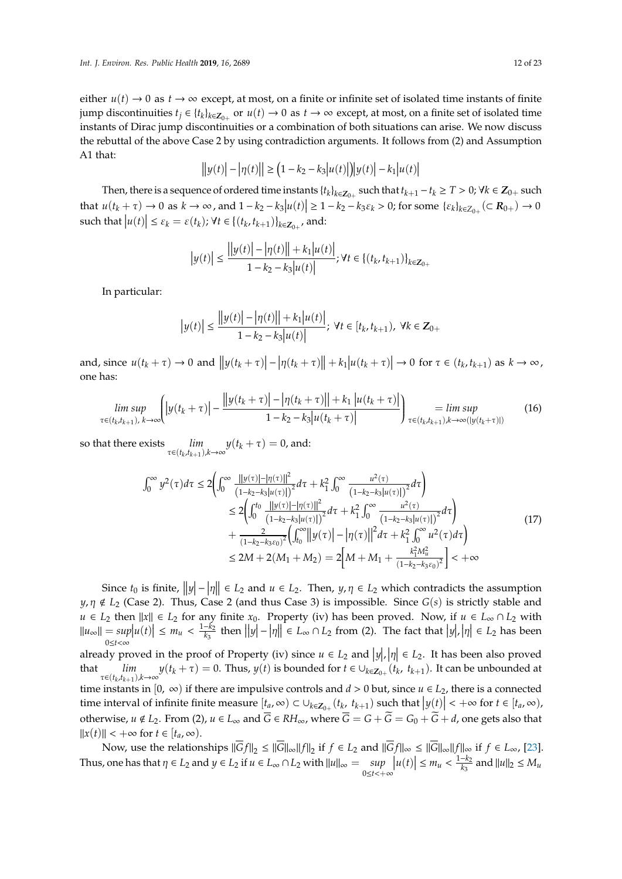either $u(t) \to 0$ as $t \to \infty$ except, at most, on a finite or infinite set of isolated time instants of finite jump discontinuities $t_j \in \{t_k\}_{k \in \mathbf{Z}_{0+}}$ or $u(t) \to 0$ as $t \to \infty$ except, at most, on a finite set of isolated time instants of Dirac jump discontinuities or a combination of both situations can arise. We now discuss the rebuttal of the above Case 2 by using contradiction arguments. It follows from (2) and Assumption A1 that:

$$\big||y(t)| - |\eta(t)|\big| \geq \left(1 - k_2 - k_3|u(t)|\right)|y(t)| - k_1|u(t)|$$

Then, there is a sequence of ordered time instants $\{t_k\}_{k \in \mathbf{Z}_{0+}}$ such that $t_{k+1} - t_k \geq T > 0; \forall k \in \mathbf{Z}_{0+}$ such that $u(t_k + \tau) \to 0$ as $k \to \infty$, and $1 - k_2 - k_3|u(t)| \geq 1 - k_2 - k_3\varepsilon_k > 0$; for some $\{\varepsilon_k\}_{k \in Z_{0+}} (\subset \mathbf{R}_{0+}) \to 0$ such that $|u(t)| \leq \varepsilon_k = \varepsilon(t_k)$; $\forall t \in \{(t_k, t_{k+1})\}_{k \in \mathbf{Z}_{0+}}$, and:

$$|y(t)| \leq \frac{\big||y(t)| - |\eta(t)|\big| + k_1|u(t)|}{1 - k_2 - k_3|u(t)|}; \forall t \in \{(t_k, t_{k+1})\}_{k \in \mathbf{Z}_{0+}}$$

In particular:

$$|y(t)| \leq \frac{\big||y(t)| - |\eta(t)|\big| + k_1|u(t)|}{1 - k_2 - k_3|u(t)|};\ \forall t \in [t_k, t_{k+1}),\ \forall k \in \mathbf{Z}_{0+}$$

and, since $u(t_k + \tau) \to 0$ and $\big||y(t_k + \tau)| - |\eta(t_k + \tau)|\big| + k_1|u(t_k + \tau)| \to 0$ for $\tau \in (t_k, t_{k+1})$ as $k \to \infty$, one has:

$$\limsup_{\tau \in (t_k, t_{k+1}),\, k \to \infty}\left(|y(t_k + \tau)| - \frac{\big||y(t_k + \tau)| - |\eta(t_k + \tau)|\big| + k_1\,|u(t_k + \tau)|}{1 - k_2 - k_3|u(t_k + \tau)|}\right) = \limsup_{\tau \in (t_k, t_{k+1}), k \to \infty}(|y(t_k + \tau)|) \tag{16}$$

so that there exists $\lim_{\tau \in (t_k, t_{k+1}), k \to \infty} y(t_k + \tau) = 0$, and:

$$\begin{aligned}
\int_0^\infty y^2(\tau)d\tau &\leq 2\left(\int_0^\infty \frac{\big||y(\tau)| - |\eta(\tau)|\big|^2}{\left(1 - k_2 - k_3|u(\tau)|\right)^2}d\tau + k_1^2\int_0^\infty \frac{u^2(\tau)}{\left(1 - k_2 - k_3|u(\tau)|\right)^2}d\tau\right) \\
&\leq 2\left(\int_0^{t_0} \frac{\big||y(\tau)| - |\eta(\tau)|\big|^2}{\left(1 - k_2 - k_3|u(\tau)|\right)^2}d\tau + k_1^2\int_0^\infty \frac{u^2(\tau)}{\left(1 - k_2 - k_3|u(\tau)|\right)^2}d\tau\right) \\
&\quad + \frac{2}{(1 - k_2 - k_3\varepsilon_0)^2}\left(\int_{t_0}^\infty \big||y(\tau)| - |\eta(\tau)|\big|^2 d\tau + k_1^2\int_0^\infty u^2(\tau)d\tau\right) \\
&\leq 2M + 2(M_1 + M_2) = 2\left[M + M_1 + \frac{k_1^2 M_u^2}{(1 - k_2 - k_3\varepsilon_0)^2}\right] < +\infty
\end{aligned} \tag{17}$$

Since $t_0$ is finite, $\big||y| - |\eta|\big| \in L_2$ and $u \in L_2$. Then, $y, \eta \in L_2$ which contradicts the assumption $y, \eta \notin L_2$ (Case 2). Thus, Case 2 (and thus Case 3) is impossible. Since $G(s)$ is strictly stable and $u \in L_2$ then $\|x\| \in L_2$ for any finite $x_0$. Property (iv) has been proved. Now, if $u \in L_\infty \cap L_2$ with $\|u_\infty\| = \sup_{0 \leq t < \infty}|u(t)| \leq m_u < \frac{1-k_2}{k_3}$ then $\big||y| - |\eta|\big| \in L_\infty \cap L_2$ from (2). The fact that $|y|, |\eta| \in L_2$ has been already proved in the proof of Property (iv) since $u \in L_2$ and $|y|, |\eta| \in L_2$. It has been also proved that $\lim_{\tau \in (t_k, t_{k+1}), k \to \infty} y(t_k + \tau) = 0$. Thus, $y(t)$ is bounded for $t \in \cup_{k \in \mathbf{Z}_{0+}}(t_k,\ t_{k+1})$. It can be unbounded at time instants in $[0,\ \infty)$ if there are impulsive controls and $d > 0$ but, since $u \in L_2$, there is a connected time interval of infinite finite measure $[t_a, \infty) \subset \cup_{k \in \mathbf{Z}_{0+}}(t_k,\ t_{k+1})$ such that $|y(t)| < +\infty$ for $t \in [t_a, \infty)$, otherwise, $u \notin L_2$. From (2), $u \in L_\infty$ and $\overline{G} \in RH_\infty$, where $\overline{G} = G + \widetilde{G} = G_0 + \widetilde{G} + d$, one gets also that $\|x(t)\| < +\infty$ for $t \in [t_a, \infty)$.

Now, use the relationships $\|\overline{G}f\|_2 \leq \|\overline{G}\|_\infty \|f\|_2$ if $f \in L_2$ and $\|\overline{G}f\|_\infty \leq \|\overline{G}\|_\infty \|f\|_\infty$ if $f \in L_\infty$, [23]. Thus, one has that $\eta \in L_2$ and $y \in L_2$ if $u \in L_\infty \cap L_2$ with $\|u\|_\infty = \sup_{0 \leq t < +\infty}|u(t)| \leq m_u < \frac{1-k_2}{k_3}$ and $\|u\|_2 \leq M_u$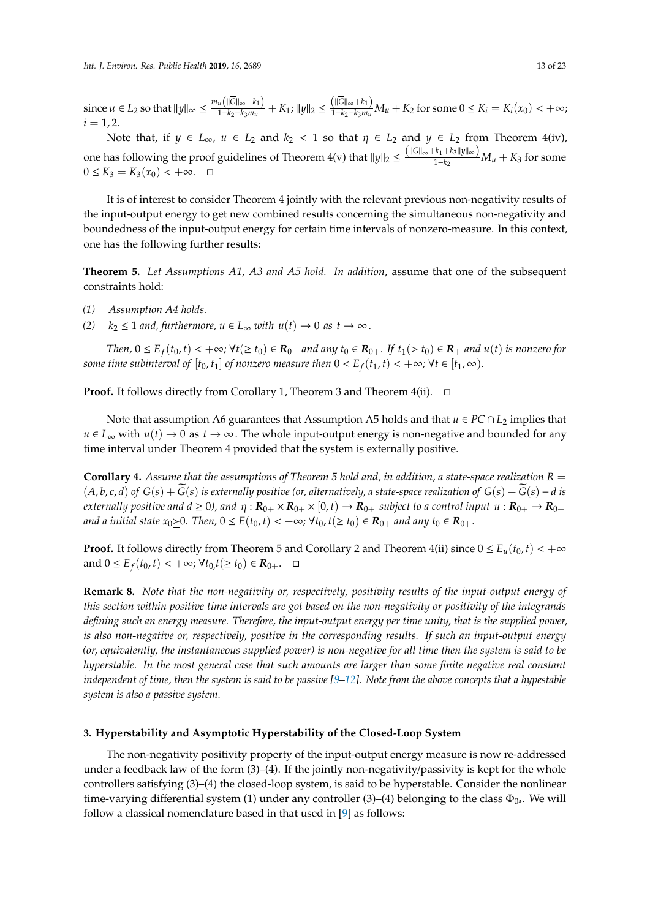since $u \in L_2$ so that $\|y\|_\infty \leq \frac{m_u\left(\|\widetilde{G}\|_\infty + k_1\right)}{1-k_2-k_3 m_u} + K_1$; $\|y\|_2 \leq \frac{\left(\|\widetilde{G}\|_\infty + k_1\right)}{1-k_2-k_3 m_u} M_u + K_2$ for some $0 \leq K_i = K_i(x_0) < +\infty$; $i = 1, 2$.

Note that, if $y \in L_\infty$, $u \in L_2$ and $k_2 < 1$ so that $\eta \in L_2$ and $y \in L_2$ from Theorem 4(iv), one has following the proof guidelines of Theorem 4(v) that $\|y\|_2 \leq \frac{\left(\|\widetilde{G}\|_\infty + k_1 + k_3\|y\|_\infty\right)}{1-k_2} M_u + K_3$ for some $0 \leq K_3 = K_3(x_0) < +\infty$. □

It is of interest to consider Theorem 4 jointly with the relevant previous non-negativity results of the input-output energy to get new combined results concerning the simultaneous non-negativity and boundedness of the input-output energy for certain time intervals of nonzero-measure. In this context, one has the following further results:

**Theorem 5.** *Let Assumptions A1, A3 and A5 hold. In addition*, assume that one of the subsequent constraints hold:

*(1) Assumption A4 holds.*

*(2) $k_2 \leq 1$ and, furthermore, $u \in L_\infty$ with $u(t) \to 0$ as $t \to \infty$.*

*Then, $0 \leq E_f(t_0, t) < +\infty$; $\forall t (\geq t_0) \in \mathbf{R}_{0+}$ and any $t_0 \in \mathbf{R}_{0+}$. If $t_1 (> t_0) \in \mathbf{R}_+$ and $u(t)$ is nonzero for some time subinterval of $[t_0, t_1]$ of nonzero measure then $0 < E_f(t_1, t) < +\infty$; $\forall t \in [t_1, \infty)$.*

**Proof.** It follows directly from Corollary 1, Theorem 3 and Theorem 4(ii). □

Note that assumption A6 guarantees that Assumption A5 holds and that $u \in PC \cap L_2$ implies that $u \in L_\infty$ with $u(t) \to 0$ as $t \to \infty$. The whole input-output energy is non-negative and bounded for any time interval under Theorem 4 provided that the system is externally positive.

**Corollary 4.** *Assume that the assumptions of Theorem 5 hold and, in addition, a state-space realization $R = (A, b, c, d)$ of $G(s) + \widetilde{G}(s)$ is externally positive (or, alternatively, a state-space realization of $G(s) + \widetilde{G}(s) - d$ is externally positive and $d \geq 0$), and $\eta : \mathbf{R}_{0+} \times \mathbf{R}_{0+} \times [0, t) \to \mathbf{R}_{0+}$ subject to a control input $u : \mathbf{R}_{0+} \to \mathbf{R}_{0+}$ and a initial state $x_0 \succeq 0$. Then, $0 \leq E(t_0, t) < +\infty$; $\forall t_0, t (\geq t_0) \in \mathbf{R}_{0+}$ and any $t_0 \in \mathbf{R}_{0+}$.*

**Proof.** It follows directly from Theorem 5 and Corollary 2 and Theorem 4(ii) since $0 \leq E_u(t_0, t) < +\infty$ and $0 \leq E_f(t_0, t) < +\infty$; $\forall t_0, t (\geq t_0) \in \mathbf{R}_{0+}$. □

**Remark 8.** *Note that the non-negativity or, respectively, positivity results of the input-output energy of this section within positive time intervals are got based on the non-negativity or positivity of the integrands defining such an energy measure. Therefore, the input-output energy per time unity, that is the supplied power, is also non-negative or, respectively, positive in the corresponding results. If such an input-output energy (or, equivalently, the instantaneous supplied power) is non-negative for all time then the system is said to be hyperstable. In the most general case that such amounts are larger than some finite negative real constant independent of time, then the system is said to be passive [9–12]. Note from the above concepts that a hypestable system is also a passive system.*

## 3. Hyperstability and Asymptotic Hyperstability of the Closed-Loop System

The non-negativity positivity property of the input-output energy measure is now re-addressed under a feedback law of the form (3)–(4). If the jointly non-negativity/passivity is kept for the whole controllers satisfying (3)–(4) the closed-loop system, is said to be hyperstable. Consider the nonlinear time-varying differential system (1) under any controller (3)–(4) belonging to the class $\Phi_{0*}$. We will follow a classical nomenclature based in that used in [9] as follows: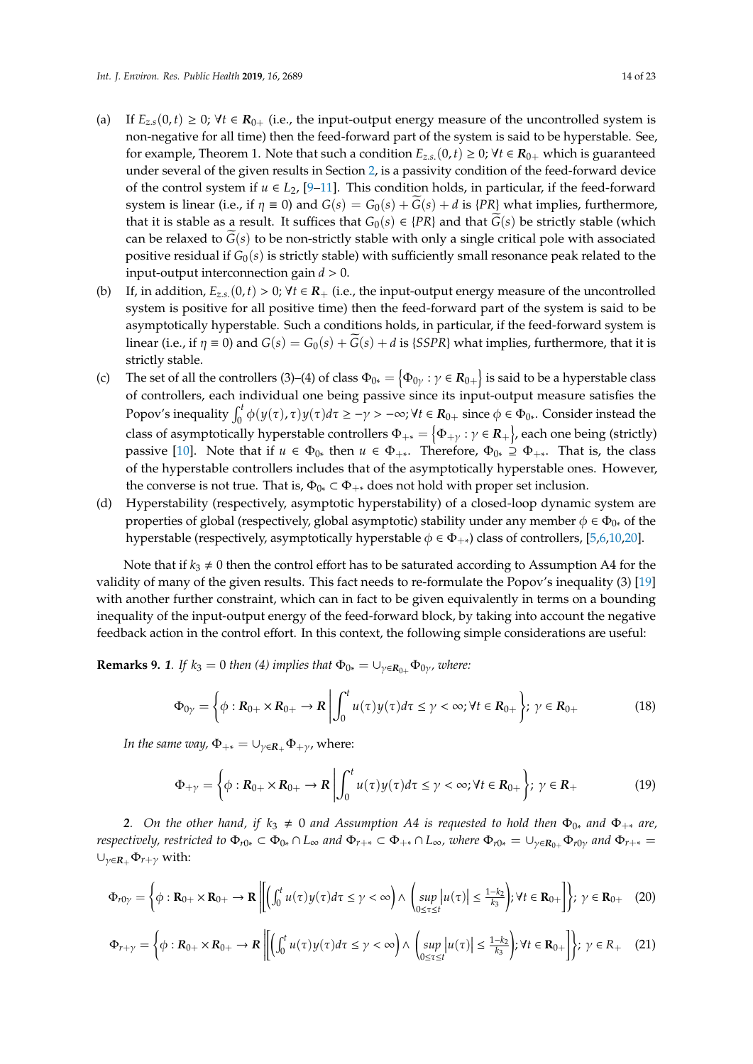(a) If $E_{z.s}(0,t) \geq 0$; $\forall t \in \boldsymbol{R}_{0+}$ (i.e., the input-output energy measure of the uncontrolled system is non-negative for all time) then the feed-forward part of the system is said to be hyperstable. See, for example, Theorem 1. Note that such a condition $E_{z.s.}(0,t) \geq 0$; $\forall t \in \boldsymbol{R}_{0+}$ which is guaranteed under several of the given results in Section 2, is a passivity condition of the feed-forward device of the control system if $u \in L_2$, [9–11]. This condition holds, in particular, if the feed-forward system is linear (i.e., if $\eta \equiv 0$) and $G(s) = G_0(s) + \widetilde{G}(s) + d$ is $\{PR\}$ what implies, furthermore, that it is stable as a result. It suffices that $G_0(s) \in \{PR\}$ and that $\widetilde{G}(s)$ be strictly stable (which can be relaxed to $\widetilde{G}(s)$ to be non-strictly stable with only a single critical pole with associated positive residual if $G_0(s)$ is strictly stable) with sufficiently small resonance peak related to the input-output interconnection gain $d > 0$.

(b) If, in addition, $E_{z.s.}(0,t) > 0$; $\forall t \in \boldsymbol{R}_{+}$ (i.e., the input-output energy measure of the uncontrolled system is positive for all positive time) then the feed-forward part of the system is said to be asymptotically hyperstable. Such a conditions holds, in particular, if the feed-forward system is linear (i.e., if $\eta \equiv 0$) and $G(s) = G_0(s) + \widetilde{G}(s) + d$ is $\{SSPR\}$ what implies, furthermore, that it is strictly stable.

(c) The set of all the controllers (3)–(4) of class $\Phi_{0*} = \left\{\Phi_{0\gamma} : \gamma \in \boldsymbol{R}_{0+}\right\}$ is said to be a hyperstable class of controllers, each individual one being passive since its input-output measure satisfies the Popov's inequality $\int_0^t \phi(y(\tau),\tau) y(\tau) d\tau \geq -\gamma > -\infty$; $\forall t \in \boldsymbol{R}_{0+}$ since $\phi \in \Phi_{0*}$. Consider instead the class of asymptotically hyperstable controllers $\Phi_{+*} = \left\{\Phi_{+\gamma} : \gamma \in \boldsymbol{R}_{+}\right\}$, each one being (strictly) passive [10]. Note that if $u \in \Phi_{0*}$ then $u \in \Phi_{+*}$. Therefore, $\Phi_{0*} \supseteq \Phi_{+*}$. That is, the class of the hyperstable controllers includes that of the asymptotically hyperstable ones. However, the converse is not true. That is, $\Phi_{0*} \subset \Phi_{+*}$ does not hold with proper set inclusion.

(d) Hyperstability (respectively, asymptotic hyperstability) of a closed-loop dynamic system are properties of global (respectively, global asymptotic) stability under any member $\phi \in \Phi_{0*}$ of the hyperstable (respectively, asymptotically hyperstable $\phi \in \Phi_{+*}$) class of controllers, [5,6,10,20].

Note that if $k_3 \neq 0$ then the control effort has to be saturated according to Assumption A4 for the validity of many of the given results. This fact needs to re-formulate the Popov's inequality (3) [19] with another further constraint, which can in fact to be given equivalently in terms on a bounding inequality of the input-output energy of the feed-forward block, by taking into account the negative feedback action in the control effort. In this context, the following simple considerations are useful:

**Remarks 9.** *1. If $k_3 = 0$ then (4) implies that $\Phi_{0*} = \cup_{\gamma \in \boldsymbol{R}_{0+}} \Phi_{0\gamma}$, where:*

$$\Phi_{0\gamma} = \left\{\phi : \boldsymbol{R}_{0+} \times \boldsymbol{R}_{0+} \to \boldsymbol{R} \,\middle|\, \int_0^t u(\tau) y(\tau) d\tau \leq \gamma < \infty; \forall t \in \boldsymbol{R}_{0+}\right\};\ \gamma \in \boldsymbol{R}_{0+} \tag{18}$$

*In the same way, $\Phi_{+*} = \cup_{\gamma \in \boldsymbol{R}_{+}} \Phi_{+\gamma}$,* where:

$$\Phi_{+\gamma} = \left\{\phi : \boldsymbol{R}_{0+} \times \boldsymbol{R}_{0+} \to \boldsymbol{R} \,\middle|\, \int_0^t u(\tau) y(\tau) d\tau \leq \gamma < \infty; \forall t \in \boldsymbol{R}_{0+}\right\};\ \gamma \in \boldsymbol{R}_{+} \tag{19}$$

*2. On the other hand, if $k_3 \neq 0$ and Assumption A4 is requested to hold then $\Phi_{0*}$ and $\Phi_{+*}$ are, respectively, restricted to $\Phi_{r0*} \subset \Phi_{0*} \cap L_\infty$ and $\Phi_{r+*} \subset \Phi_{+*} \cap L_\infty$, where $\Phi_{r0*} = \cup_{\gamma \in \boldsymbol{R}_{0+}} \Phi_{r0\gamma}$ and $\Phi_{r+*} = \cup_{\gamma \in \boldsymbol{R}_{+}} \Phi_{r+\gamma}$* with:

$$\Phi_{r0\gamma} = \left\{\phi : \mathbf{R}_{0+} \times \mathbf{R}_{0+} \to \mathbf{R} \,\middle\|\, \left[\left(\int_0^t u(\tau) y(\tau) d\tau \leq \gamma < \infty\right) \wedge \left(\sup_{0 \leq \tau \leq t} |u(\tau)| \leq \tfrac{1-k_2}{k_3}\right); \forall t \in \mathbf{R}_{0+}\right]\right\};\ \gamma \in \mathbf{R}_{0+} \tag{20}$$

$$\Phi_{r+\gamma} = \left\{\phi : \boldsymbol{R}_{0+} \times \boldsymbol{R}_{0+} \to \boldsymbol{R} \,\middle\|\, \left[\left(\int_0^t u(\tau) y(\tau) d\tau \leq \gamma < \infty\right) \wedge \left(\sup_{0 \leq \tau \leq t} |u(\tau)| \leq \tfrac{1-k_2}{k_3}\right); \forall t \in \mathbf{R}_{0+}\right]\right\};\ \gamma \in R_{+} \tag{21}$$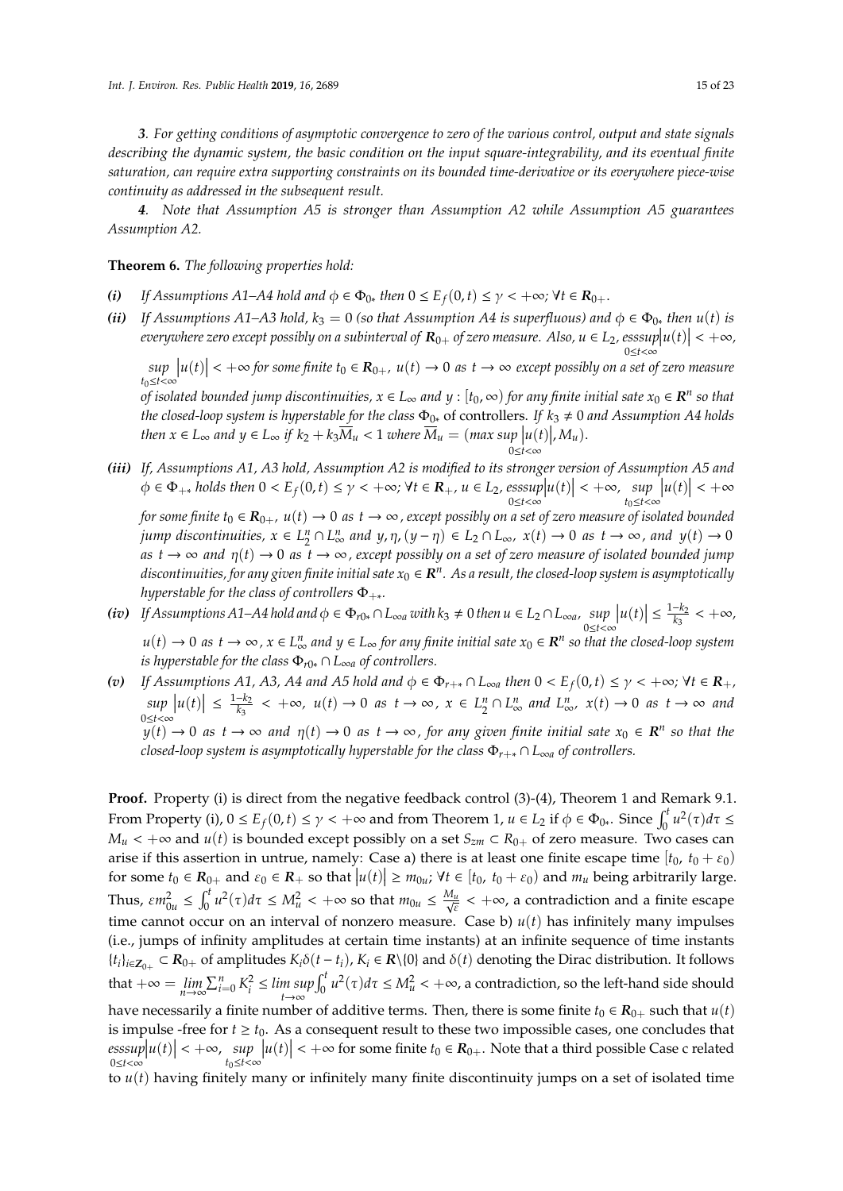*3. For getting conditions of asymptotic convergence to zero of the various control, output and state signals describing the dynamic system, the basic condition on the input square-integrability, and its eventual finite saturation, can require extra supporting constraints on its bounded time-derivative or its everywhere piece-wise continuity as addressed in the subsequent result.*

*4. Note that Assumption A5 is stronger than Assumption A2 while Assumption A5 guarantees Assumption A2.*

**Theorem 6.** *The following properties hold:*

***(i)*** *If Assumptions A1–A4 hold and $\phi \in \Phi_{0*}$ then $0 \le E_f(0,t) \le \gamma < +\infty$; $\forall t \in \mathbf{R}_{0+}$.*

***(ii)*** *If Assumptions A1–A3 hold, $k_3 = 0$ (so that Assumption A4 is superfluous) and $\phi \in \Phi_{0*}$ then $u(t)$ is everywhere zero except possibly on a subinterval of $\mathbf{R}_{0+}$ of zero measure. Also, $u \in L_2$, $\underset{0 \le t < \infty}{esssup}|u(t)| < +\infty$, $\underset{t_0 \le t < \infty}{sup}|u(t)| < +\infty$ for some finite $t_0 \in \mathbf{R}_{0+}$, $u(t) \to 0$ as $t \to \infty$ except possibly on a set of zero measure of isolated bounded jump discontinuities, $x \in L_\infty$ and $y : [t_0, \infty)$ for any finite initial sate $x_0 \in \mathbf{R}^n$ so that the closed-loop system is hyperstable for the class $\Phi_{0*}$* of controllers. *If $k_3 \ne 0$ and Assumption A4 holds then $x \in L_\infty$ and $y \in L_\infty$ if $k_2 + k_3\overline{M}_u < 1$ where $\overline{M}_u = (max\ \underset{0 \le t < \infty}{sup}|u(t)|, M_u)$.*

***(iii)*** *If, Assumptions A1, A3 hold, Assumption A2 is modified to its stronger version of Assumption A5 and $\phi \in \Phi_{+*}$ holds then $0 < E_f(0,t) \le \gamma < +\infty$; $\forall t \in \mathbf{R}_+$, $u \in L_2$, $\underset{0 \le t < \infty}{esssup}|u(t)| < +\infty$, $\underset{t_0 \le t < \infty}{sup}|u(t)| < +\infty$ for some finite $t_0 \in \mathbf{R}_{0+}$, $u(t) \to 0$ as $t \to \infty$, except possibly on a set of zero measure of isolated bounded jump discontinuities, $x \in L_2^n \cap L_\infty^n$ and $y, \eta, (y - \eta) \in L_2 \cap L_\infty$, $x(t) \to 0$ as $t \to \infty$, and $y(t) \to 0$ as $t \to \infty$ and $\eta(t) \to 0$ as $t \to \infty$, except possibly on a set of zero measure of isolated bounded jump discontinuities, for any given finite initial sate $x_0 \in \mathbf{R}^n$. As a result, the closed-loop system is asymptotically hyperstable for the class of controllers $\Phi_{+*}$.*

***(iv)*** *If Assumptions A1–A4 hold and $\phi \in \Phi_{r0*} \cap L_{\infty a}$ with $k_3 \ne 0$ then $u \in L_2 \cap L_{\infty a}$, $\underset{0 \le t < \infty}{sup}|u(t)| \le \frac{1-k_2}{k_3} < +\infty$, $u(t) \to 0$ as $t \to \infty$, $x \in L_\infty^n$ and $y \in L_\infty$ for any finite initial sate $x_0 \in \mathbf{R}^n$ so that the closed-loop system is hyperstable for the class $\Phi_{r0*} \cap L_{\infty a}$ of controllers.*

***(v)*** *If Assumptions A1, A3, A4 and A5 hold and $\phi \in \Phi_{r+*} \cap L_{\infty a}$ then $0 < E_f(0,t) \le \gamma < +\infty$; $\forall t \in \mathbf{R}_+$, $\underset{0 \le t < \infty}{sup}|u(t)| \le \frac{1-k_2}{k_3} < +\infty$, $u(t) \to 0$ as $t \to \infty$, $x \in L_2^n \cap L_\infty^n$ and $L_\infty^n$, $x(t) \to 0$ as $t \to \infty$ and $y(t) \to 0$ as $t \to \infty$ and $\eta(t) \to 0$ as $t \to \infty$, for any given finite initial sate $x_0 \in \mathbf{R}^n$ so that the closed-loop system is asymptotically hyperstable for the class $\Phi_{r+*} \cap L_{\infty a}$ of controllers.*

**Proof.** Property (i) is direct from the negative feedback control (3)-(4), Theorem 1 and Remark 9.1. From Property (i), $0 \le E_f(0,t) \le \gamma < +\infty$ and from Theorem 1, $u \in L_2$ if $\phi \in \Phi_{0*}$. Since $\int_0^t u^2(\tau)d\tau \le M_u < +\infty$ and $u(t)$ is bounded except possibly on a set $S_{zm} \subset R_{0+}$ of zero measure. Two cases can arise if this assertion in untrue, namely: Case a) there is at least one finite escape time $[t_0,\ t_0 + \varepsilon_0)$ for some $t_0 \in \mathbf{R}_{0+}$ and $\varepsilon_0 \in \mathbf{R}_+$ so that $|u(t)| \ge m_{0u}$; $\forall t \in [t_0,\ t_0 + \varepsilon_0)$ and $m_u$ being arbitrarily large. Thus, $\varepsilon m_{0u}^2 \le \int_0^t u^2(\tau)d\tau \le M_u^2 < +\infty$ so that $m_{0u} \le \frac{M_u}{\sqrt{\varepsilon}} < +\infty$, a contradiction and a finite escape time cannot occur on an interval of nonzero measure. Case b) $u(t)$ has infinitely many impulses (i.e., jumps of infinity amplitudes at certain time instants) at an infinite sequence of time instants $\{t_i\}_{i \in \mathbf{Z}_{0+}} \subset \mathbf{R}_{0+}$ of amplitudes $K_i\delta(t - t_i)$, $K_i \in \mathbf{R}\backslash\{0\}$ and $\delta(t)$ denoting the Dirac distribution. It follows that $+\infty = \underset{n \to \infty}{lim}\sum_{i=0}^n K_i^2 \le \underset{t \to \infty}{lim\,sup}\int_0^t u^2(\tau)d\tau \le M_u^2 < +\infty$, a contradiction, so the left-hand side should have necessarily a finite number of additive terms. Then, there is some finite $t_0 \in \mathbf{R}_{0+}$ such that $u(t)$ is impulse -free for $t \ge t_0$. As a consequent result to these two impossible cases, one concludes that $\underset{0 \le t < \infty}{esssup}|u(t)| < +\infty$, $\underset{t_0 \le t < \infty}{sup}|u(t)| < +\infty$ for some finite $t_0 \in \mathbf{R}_{0+}$. Note that a third possible Case c related to $u(t)$ having finitely many or infinitely many finite discontinuity jumps on a set of isolated time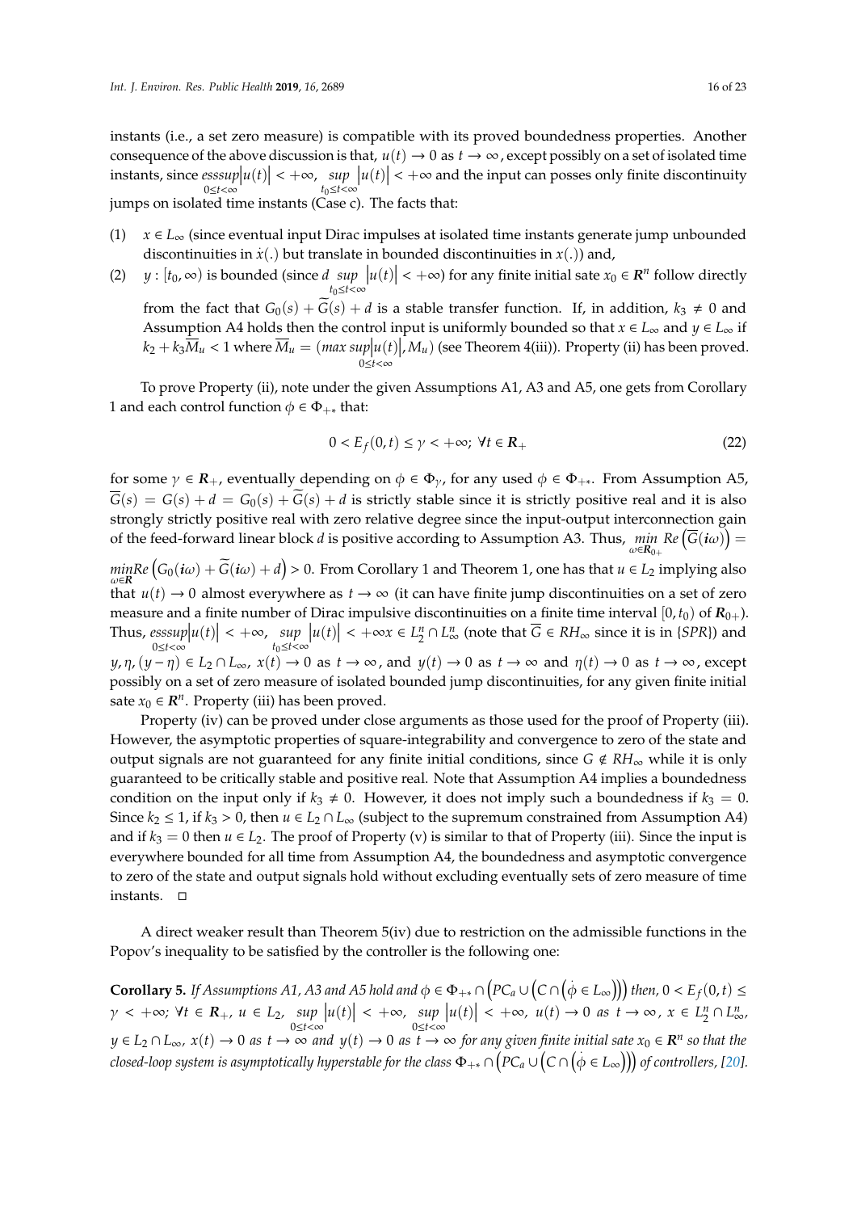instants (i.e., a set zero measure) is compatible with its proved boundedness properties. Another consequence of the above discussion is that, $u(t) \to 0$ as $t \to \infty$, except possibly on a set of isolated time instants, since $\underset{0 \le t < \infty}{esssup}|u(t)| < +\infty$, $\underset{t_0 \le t < \infty}{sup}|u(t)| < +\infty$ and the input can posses only finite discontinuity jumps on isolated time instants (Case c). The facts that:

(1) $x \in L_\infty$ (since eventual input Dirac impulses at isolated time instants generate jump unbounded discontinuities in $\dot{x}(.)$ but translate in bounded discontinuities in $x(.)$) and,

(2) $y : [t_0, \infty)$ is bounded (since $d \underset{t_0 \le t < \infty}{sup}|u(t)| < +\infty$) for any finite initial sate $x_0 \in \boldsymbol{R}^n$ follow directly from the fact that $G_0(s) + \widetilde{G}(s) + d$ is a stable transfer function. If, in addition, $k_3 \ne 0$ and Assumption A4 holds then the control input is uniformly bounded so that $x \in L_\infty$ and $y \in L_\infty$ if $k_2 + k_3\overline{M}_u < 1$ where $\overline{M}_u = (max \underset{0 \le t < \infty}{sup}|u(t)|, M_u)$ (see Theorem 4(iii)). Property (ii) has been proved.

To prove Property (ii), note under the given Assumptions A1, A3 and A5, one gets from Corollary 1 and each control function $\phi \in \Phi_{+*}$ that:

$$0 < E_f(0,t) \le \gamma < +\infty; \ \forall t \in \boldsymbol{R}_+ \tag{22}$$

for some $\gamma \in \boldsymbol{R}_+$, eventually depending on $\phi \in \Phi_\gamma$, for any used $\phi \in \Phi_{+*}$. From Assumption A5, $\overline{G}(s) = G(s) + d = G_0(s) + \widetilde{G}(s) + d$ is strictly stable since it is strictly positive real and it is also strongly strictly positive real with zero relative degree since the input-output interconnection gain of the feed-forward linear block $d$ is positive according to Assumption A3. Thus, $\underset{\omega \in \boldsymbol{R}_{0+}}{min} Re\left(\overline{G}(\boldsymbol{i}\omega)\right) = \underset{\omega \in \boldsymbol{R}}{min} Re\left(G_0(\boldsymbol{i}\omega) + \widetilde{G}(\boldsymbol{i}\omega) + d\right) > 0$. From Corollary 1 and Theorem 1, one has that $u \in L_2$ implying also that $u(t) \to 0$ almost everywhere as $t \to \infty$ (it can have finite jump discontinuities on a set of zero measure and a finite number of Dirac impulsive discontinuities on a finite time interval $[0, t_0)$ of $\boldsymbol{R}_{0+}$). Thus, $\underset{0 \le t < \infty}{esssup}|u(t)| < +\infty$, $\underset{t_0 \le t < \infty}{sup}|u(t)| < +\infty x \in L_2^n \cap L_\infty^n$ (note that $\overline{G} \in RH_\infty$ since it is in $\{SPR\}$) and $y, \eta, (y - \eta) \in L_2 \cap L_\infty$, $x(t) \to 0$ as $t \to \infty$, and $y(t) \to 0$ as $t \to \infty$ and $\eta(t) \to 0$ as $t \to \infty$, except possibly on a set of zero measure of isolated bounded jump discontinuities, for any given finite initial sate $x_0 \in \boldsymbol{R}^n$. Property (iii) has been proved.

Property (iv) can be proved under close arguments as those used for the proof of Property (iii). However, the asymptotic properties of square-integrability and convergence to zero of the state and output signals are not guaranteed for any finite initial conditions, since $G \notin RH_\infty$ while it is only guaranteed to be critically stable and positive real. Note that Assumption A4 implies a boundedness condition on the input only if $k_3 \ne 0$. However, it does not imply such a boundedness if $k_3 = 0$. Since $k_2 \le 1$, if $k_3 > 0$, then $u \in L_2 \cap L_\infty$ (subject to the supremum constrained from Assumption A4) and if $k_3 = 0$ then $u \in L_2$. The proof of Property (v) is similar to that of Property (iii). Since the input is everywhere bounded for all time from Assumption A4, the boundedness and asymptotic convergence to zero of the state and output signals hold without excluding eventually sets of zero measure of time instants. □

A direct weaker result than Theorem 5(iv) due to restriction on the admissible functions in the Popov's inequality to be satisfied by the controller is the following one:

**Corollary 5.** *If Assumptions A1, A3 and A5 hold and $\phi \in \Phi_{+*} \cap \left(PC_a \cup \left(C \cap \left(\dot{\phi} \in L_\infty\right)\right)\right)$ then, $0 < E_f(0,t) \le \gamma < +\infty$; $\forall t \in \boldsymbol{R}_+$, $u \in L_2$, $\underset{0 \le t < \infty}{sup}|u(t)| < +\infty$, $\underset{0 \le t < \infty}{sup}|u(t)| < +\infty$, $u(t) \to 0$ as $t \to \infty$, $x \in L_2^n \cap L_\infty^n$, $y \in L_2 \cap L_\infty$, $x(t) \to 0$ as $t \to \infty$ and $y(t) \to 0$ as $t \to \infty$ for any given finite initial sate $x_0 \in \boldsymbol{R}^n$ so that the closed-loop system is asymptotically hyperstable for the class $\Phi_{+*} \cap \left(PC_a \cup \left(C \cap \left(\dot{\phi} \in L_\infty\right)\right)\right)$ of controllers, [20].*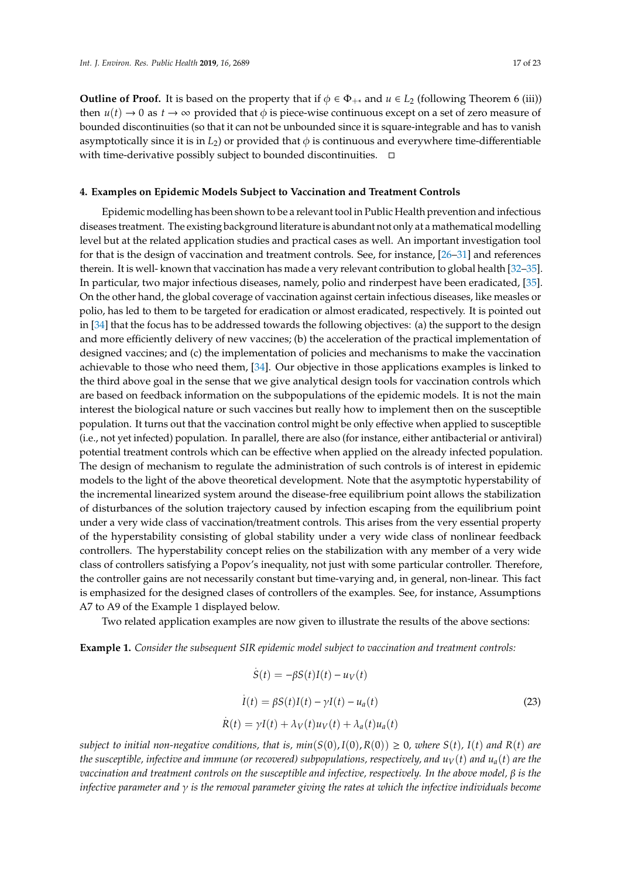**Outline of Proof.** It is based on the property that if $\phi \in \Phi_{+*}$ and $u \in L_2$ (following Theorem 6 (iii)) then $u(t) \to 0$ as $t \to \infty$ provided that $\phi$ is piece-wise continuous except on a set of zero measure of bounded discontinuities (so that it can not be unbounded since it is square-integrable and has to vanish asymptotically since it is in $L_2$) or provided that $\phi$ is continuous and everywhere time-differentiable with time-derivative possibly subject to bounded discontinuities. □

## 4. Examples on Epidemic Models Subject to Vaccination and Treatment Controls

Epidemic modelling has been shown to be a relevant tool in Public Health prevention and infectious diseases treatment. The existing background literature is abundant not only at a mathematical modelling level but at the related application studies and practical cases as well. An important investigation tool for that is the design of vaccination and treatment controls. See, for instance, [26–31] and references therein. It is well- known that vaccination has made a very relevant contribution to global health [32–35]. In particular, two major infectious diseases, namely, polio and rinderpest have been eradicated, [35]. On the other hand, the global coverage of vaccination against certain infectious diseases, like measles or polio, has led to them to be targeted for eradication or almost eradicated, respectively. It is pointed out in [34] that the focus has to be addressed towards the following objectives: (a) the support to the design and more efficiently delivery of new vaccines; (b) the acceleration of the practical implementation of designed vaccines; and (c) the implementation of policies and mechanisms to make the vaccination achievable to those who need them, [34]. Our objective in those applications examples is linked to the third above goal in the sense that we give analytical design tools for vaccination controls which are based on feedback information on the subpopulations of the epidemic models. It is not the main interest the biological nature or such vaccines but really how to implement then on the susceptible population. It turns out that the vaccination control might be only effective when applied to susceptible (i.e., not yet infected) population. In parallel, there are also (for instance, either antibacterial or antiviral) potential treatment controls which can be effective when applied on the already infected population. The design of mechanism to regulate the administration of such controls is of interest in epidemic models to the light of the above theoretical development. Note that the asymptotic hyperstability of the incremental linearized system around the disease-free equilibrium point allows the stabilization of disturbances of the solution trajectory caused by infection escaping from the equilibrium point under a very wide class of vaccination/treatment controls. This arises from the very essential property of the hyperstability consisting of global stability under a very wide class of nonlinear feedback controllers. The hyperstability concept relies on the stabilization with any member of a very wide class of controllers satisfying a Popov's inequality, not just with some particular controller. Therefore, the controller gains are not necessarily constant but time-varying and, in general, non-linear. This fact is emphasized for the designed clases of controllers of the examples. See, for instance, Assumptions A7 to A9 of the Example 1 displayed below.

Two related application examples are now given to illustrate the results of the above sections:

**Example 1.** *Consider the subsequent SIR epidemic model subject to vaccination and treatment controls:*

$$
\begin{aligned}
\dot{S}(t) &= -\beta S(t)I(t) - u_V(t) \\
\dot{I}(t) &= \beta S(t)I(t) - \gamma I(t) - u_a(t) \\
\dot{R}(t) &= \gamma I(t) + \lambda_V(t)u_V(t) + \lambda_a(t)u_a(t)
\end{aligned}
\tag{23}
$$

*subject to initial non-negative conditions, that is, $min(S(0), I(0), R(0)) \geq 0$, where $S(t)$, $I(t)$ and $R(t)$ are the susceptible, infective and immune (or recovered) subpopulations, respectively, and $u_V(t)$ and $u_a(t)$ are the vaccination and treatment controls on the susceptible and infective, respectively. In the above model, $\beta$ is the infective parameter and $\gamma$ is the removal parameter giving the rates at which the infective individuals become*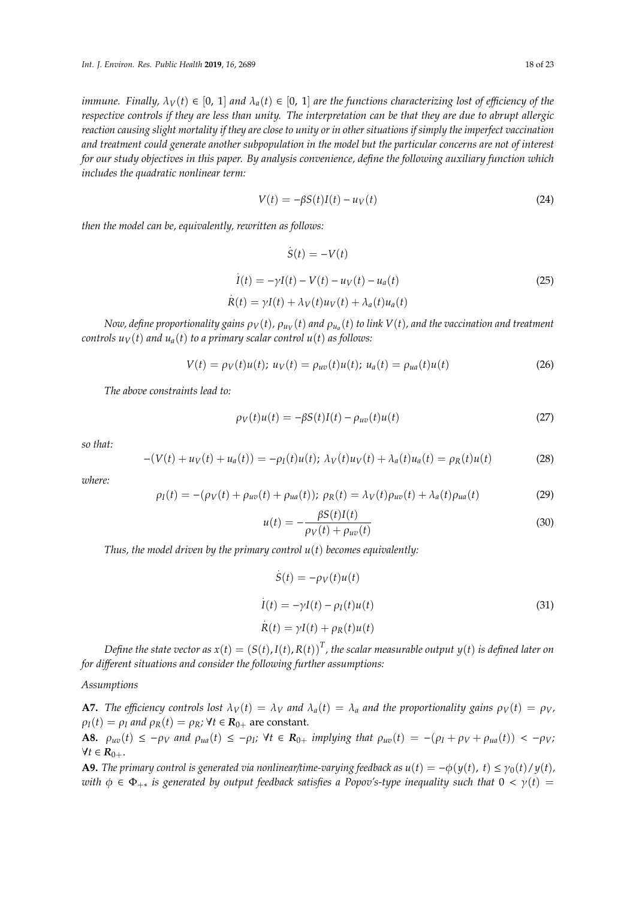*immune. Finally, $\lambda_V(t) \in [0, 1]$ and $\lambda_a(t) \in [0, 1]$ are the functions characterizing lost of efficiency of the respective controls if they are less than unity. The interpretation can be that they are due to abrupt allergic reaction causing slight mortality if they are close to unity or in other situations if simply the imperfect vaccination and treatment could generate another subpopulation in the model but the particular concerns are not of interest for our study objectives in this paper. By analysis convenience, define the following auxiliary function which includes the quadratic nonlinear term:*

$$V(t) = -\beta S(t)I(t) - u_V(t) \tag{24}$$

*then the model can be, equivalently, rewritten as follows:*

$$\begin{aligned} \dot{S}(t) &= -V(t) \\ \dot{I}(t) &= -\gamma I(t) - V(t) - u_V(t) - u_a(t) \\ \dot{R}(t) &= \gamma I(t) + \lambda_V(t)u_V(t) + \lambda_a(t)u_a(t) \end{aligned} \tag{25}$$

*Now, define proportionality gains $\rho_V(t)$, $\rho_{u_V}(t)$ and $\rho_{u_a}(t)$ to link $V(t)$, and the vaccination and treatment controls $u_V(t)$ and $u_a(t)$ to a primary scalar control $u(t)$ as follows:*

$$V(t) = \rho_V(t)u(t);\ u_V(t) = \rho_{uv}(t)u(t);\ u_a(t) = \rho_{ua}(t)u(t) \tag{26}$$

*The above constraints lead to:*

$$\rho_V(t)u(t) = -\beta S(t)I(t) - \rho_{uv}(t)u(t) \tag{27}$$

*so that:*

$$-(V(t) + u_V(t) + u_a(t)) = -\rho_I(t)u(t);\ \lambda_V(t)u_V(t) + \lambda_a(t)u_a(t) = \rho_R(t)u(t) \tag{28}$$

*where:*

$$\rho_I(t) = -(\rho_V(t) + \rho_{uv}(t) + \rho_{ua}(t));\ \rho_R(t) = \lambda_V(t)\rho_{uv}(t) + \lambda_a(t)\rho_{ua}(t) \tag{29}$$

$$u(t) = -\frac{\beta S(t)I(t)}{\rho_V(t) + \rho_{uv}(t)} \tag{30}$$

*Thus, the model driven by the primary control $u(t)$ becomes equivalently:*

$$\begin{aligned} \dot{S}(t) &= -\rho_V(t)u(t) \\ \dot{I}(t) &= -\gamma I(t) - \rho_I(t)u(t) \\ \dot{R}(t) &= \gamma I(t) + \rho_R(t)u(t) \end{aligned} \tag{31}$$

*Define the state vector as $x(t) = (S(t), I(t), R(t))^T$, the scalar measurable output $y(t)$ is defined later on for different situations and consider the following further assumptions:*

*Assumptions*

**A7.** *The efficiency controls lost $\lambda_V(t) = \lambda_V$ and $\lambda_a(t) = \lambda_a$ and the proportionality gains $\rho_V(t) = \rho_V$, $\rho_I(t) = \rho_I$ and $\rho_R(t) = \rho_R$; $\forall t \in \mathbf{R}_{0+}$* are constant.

**A8.** *$\rho_{uv}(t) \leq -\rho_V$ and $\rho_{ua}(t) \leq -\rho_I$; $\forall t \in \mathbf{R}_{0+}$ implying that $\rho_{uv}(t) = -(\rho_I + \rho_V + \rho_{ua}(t)) < -\rho_V$; $\forall t \in \mathbf{R}_{0+}$.*

**A9.** *The primary control is generated via nonlinear/time-varying feedback as $u(t) = -\phi(y(t),\ t) \leq \gamma_0(t)/y(t)$, with $\phi \in \Phi_{+*}$ is generated by output feedback satisfies a Popov's-type inequality such that $0 < \gamma(t) =$*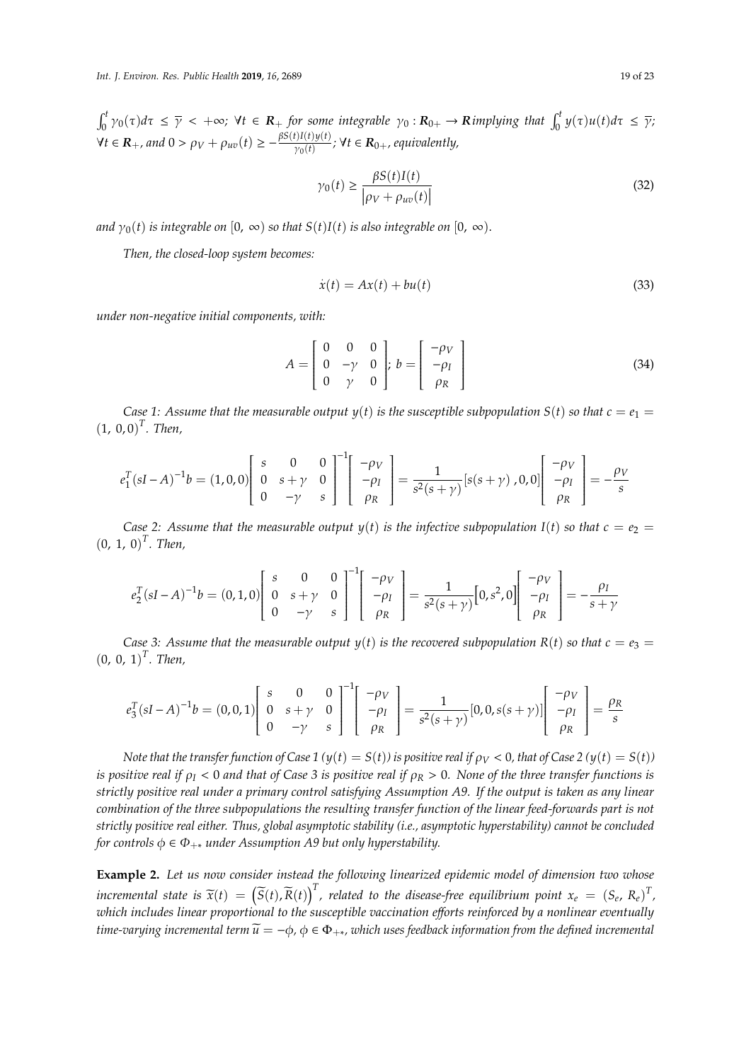$\int_0^t \gamma_0(\tau)d\tau \leq \overline{\gamma} < +\infty$; $\forall t \in \mathbf{R}_+$ *for some integrable* $\gamma_0 : \mathbf{R}_{0+} \to \mathbf{R}$ *implying that* $\int_0^t y(\tau)u(t)d\tau \leq \overline{\gamma}$; $\forall t \in \mathbf{R}_+$, *and* $0 > \rho_V + \rho_{uv}(t) \geq -\frac{\beta S(t)I(t)y(t)}{\gamma_0(t)}$; $\forall t \in \mathbf{R}_{0+}$, *equivalently,*

$$\gamma_0(t) \geq \frac{\beta S(t)I(t)}{\left|\rho_V + \rho_{uv}(t)\right|} \tag{32}$$

*and* $\gamma_0(t)$ *is integrable on* $[0, \infty)$ *so that* $S(t)I(t)$ *is also integrable on* $[0, \infty)$.

*Then, the closed-loop system becomes:*

$$\dot{x}(t) = Ax(t) + bu(t) \tag{33}$$

*under non-negative initial components, with:*

$$A = \begin{bmatrix} 0 & 0 & 0 \\ 0 & -\gamma & 0 \\ 0 & \gamma & 0 \end{bmatrix};\ b = \begin{bmatrix} -\rho_V \\ -\rho_I \\ \rho_R \end{bmatrix} \tag{34}$$

*Case 1: Assume that the measurable output* $y(t)$ *is the susceptible subpopulation* $S(t)$ *so that* $c = e_1 = (1, 0, 0)^T$. *Then,*

$$e_1^T(sI - A)^{-1}b = (1, 0, 0)\begin{bmatrix} s & 0 & 0 \\ 0 & s+\gamma & 0 \\ 0 & -\gamma & s \end{bmatrix}^{-1}\begin{bmatrix} -\rho_V \\ -\rho_I \\ \rho_R \end{bmatrix} = \frac{1}{s^2(s+\gamma)}[s(s+\gamma)\,, 0, 0]\begin{bmatrix} -\rho_V \\ -\rho_I \\ \rho_R \end{bmatrix} = -\frac{\rho_V}{s}$$

*Case 2: Assume that the measurable output* $y(t)$ *is the infective subpopulation* $I(t)$ *so that* $c = e_2 = (0, 1, 0)^T$. *Then,*

$$e_2^T(sI - A)^{-1}b = (0, 1, 0)\begin{bmatrix} s & 0 & 0 \\ 0 & s+\gamma & 0 \\ 0 & -\gamma & s \end{bmatrix}^{-1}\begin{bmatrix} -\rho_V \\ -\rho_I \\ \rho_R \end{bmatrix} = \frac{1}{s^2(s+\gamma)}\left[0, s^2, 0\right]\begin{bmatrix} -\rho_V \\ -\rho_I \\ \rho_R \end{bmatrix} = -\frac{\rho_I}{s+\gamma}$$

*Case 3: Assume that the measurable output* $y(t)$ *is the recovered subpopulation* $R(t)$ *so that* $c = e_3 = (0, 0, 1)^T$. *Then,*

$$e_3^T(sI - A)^{-1}b = (0, 0, 1)\begin{bmatrix} s & 0 & 0 \\ 0 & s+\gamma & 0 \\ 0 & -\gamma & s \end{bmatrix}^{-1}\begin{bmatrix} -\rho_V \\ -\rho_I \\ \rho_R \end{bmatrix} = \frac{1}{s^2(s+\gamma)}[0, 0, s(s+\gamma)]\begin{bmatrix} -\rho_V \\ -\rho_I \\ \rho_R \end{bmatrix} = \frac{\rho_R}{s}$$

*Note that the transfer function of Case 1* ($y(t) = S(t)$) *is positive real if* $\rho_V < 0$, *that of Case 2* ($y(t) = S(t)$) *is positive real if* $\rho_I < 0$ *and that of Case 3 is positive real if* $\rho_R > 0$. *None of the three transfer functions is strictly positive real under a primary control satisfying Assumption A9. If the output is taken as any linear combination of the three subpopulations the resulting transfer function of the linear feed-forwards part is not strictly positive real either. Thus, global asymptotic stability (i.e., asymptotic hyperstability) cannot be concluded for controls* $\phi \in \Phi_{+*}$ *under Assumption A9 but only hyperstability.*

**Example 2.** *Let us now consider instead the following linearized epidemic model of dimension two whose incremental state is* $\widetilde{x}(t) = \left(\widetilde{S}(t), \widetilde{R}(t)\right)^T$, *related to the disease-free equilibrium point* $x_e = (S_e, R_e)^T$, *which includes linear proportional to the susceptible vaccination efforts reinforced by a nonlinear eventually time-varying incremental term* $\widetilde{u} = -\phi$, $\phi \in \Phi_{+*}$, *which uses feedback information from the defined incremental*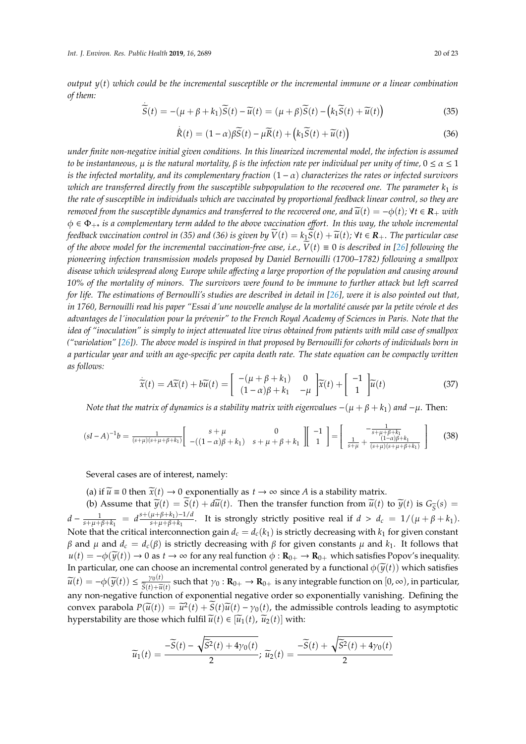*output $y(t)$ which could be the incremental susceptible or the incremental immune or a linear combination of them:*

$$\dot{\widetilde{S}}(t) = -(\mu + \beta + k_1)\widetilde{S}(t) - \widetilde{u}(t) = (\mu + \beta)\widetilde{S}(t) - \left(k_1\widetilde{S}(t) + \widetilde{u}(t)\right) \tag{35}$$

$$\dot{\widetilde{R}}(t) = (1-\alpha)\beta\widetilde{S}(t) - \mu\widetilde{R}(t) + \left(k_1\widetilde{S}(t) + \widetilde{u}(t)\right) \tag{36}$$

*under finite non-negative initial given conditions. In this linearized incremental model, the infection is assumed to be instantaneous, $\mu$ is the natural mortality, $\beta$ is the infection rate per individual per unity of time, $0 \le \alpha \le 1$ is the infected mortality, and its complementary fraction $(1-\alpha)$ characterizes the rates or infected survivors which are transferred directly from the susceptible subpopulation to the recovered one. The parameter $k_1$ is the rate of susceptible in individuals which are vaccinated by proportional feedback linear control, so they are removed from the susceptible dynamics and transferred to the recovered one, and $\widetilde{u}(t) = -\phi(t)$; $\forall t \in \mathbf{R}_+$ with $\phi \in \Phi_{+*}$ is a complementary term added to the above vaccination effort. In this way, the whole incremental feedback vaccination control in (35) and (36) is given by $\widetilde{V}(t) = k_1\widetilde{S}(t) + \widetilde{u}(t)$; $\forall t \in \mathbf{R}_+$. The particular case of the above model for the incremental vaccination-free case, i.e., $\widetilde{V}(t) \equiv 0$ is described in [26] following the pioneering infection transmission models proposed by Daniel Bernouilli (1700–1782) following a smallpox disease which widespread along Europe while affecting a large proportion of the population and causing around 10% of the mortality of minors. The survivors were found to be immune to further attack but left scarred for life. The estimations of Bernoulli's studies are described in detail in [26], were it is also pointed out that, in 1760, Bernouilli read his paper "Essai d´une nouvelle analyse de la mortalité causée par la petite vérole et des advantages de l´inoculation pour la prévenir" to the French Royal Academy of Sciences in Paris. Note that the idea of "inoculation" is simply to inject attenuated live virus obtained from patients with mild case of smallpox ("variolation" [26]). The above model is inspired in that proposed by Bernouilli for cohorts of individuals born in a particular year and with an age-specific per capita death rate. The state equation can be compactly written as follows:*

$$\dot{\widetilde{x}}(t) = A\widetilde{x}(t) + b\widetilde{u}(t) = \begin{bmatrix} -(\mu+\beta+k_1) & 0 \\ (1-\alpha)\beta + k_1 & -\mu \end{bmatrix}\widetilde{x}(t) + \begin{bmatrix} -1 \\ 1 \end{bmatrix}\widetilde{u}(t) \tag{37}$$

*Note that the matrix of dynamics is a stability matrix with eigenvalues $-(\mu + \beta + k_1)$ and $-\mu$.* Then:

$$(sI-A)^{-1}b = \frac{1}{(s+\mu)(s+\mu+\beta+k_1)}\begin{bmatrix} s+\mu & 0 \\ -((1-\alpha)\beta + k_1) & s+\mu+\beta+k_1 \end{bmatrix}\begin{bmatrix} -1 \\ 1 \end{bmatrix} = \begin{bmatrix} -\frac{1}{s+\mu+\beta+k_1} \\ \frac{1}{s+\mu} + \frac{(1-\alpha)\beta+k_1}{(s+\mu)(s+\mu+\beta+k_1)} \end{bmatrix} \tag{38}$$

Several cases are of interest, namely:

(a) if $\widetilde{u} \equiv 0$ then $\widetilde{x}(t) \to 0$ exponentially as $t \to \infty$ since $A$ is a stability matrix.

(b) Assume that $\widetilde{y}(t) = \widetilde{S}(t) + d\widetilde{u}(t)$. Then the transfer function from $\widetilde{u}(t)$ to $\widetilde{y}(t)$ is $G_{\widetilde{S}}(s) = d - \frac{1}{s+\mu+\beta+k_1} = d\frac{s+(\mu+\beta+k_1)-1/d}{s+\mu+\beta+k_1}$. It is strongly strictly positive real if $d > d_c = 1/(\mu + \beta + k_1)$. Note that the critical interconnection gain $d_c = d_c(k_1)$ is strictly decreasing with $k_1$ for given constant $\beta$ and $\mu$ and $d_c = d_c(\beta)$ is strictly decreasing with $\beta$ for given constants $\mu$ and $k_1$. It follows that $u(t) = -\phi(\widetilde{y}(t)) \to 0$ as $t \to \infty$ for any real function $\phi : \mathbf{R}_{0+} \to \mathbf{R}_{0+}$ which satisfies Popov's inequality. In particular, one can choose an incremental control generated by a functional $\phi(\widetilde{y}(t))$ which satisfies $\widetilde{u}(t) = -\phi(\widetilde{y}(t)) \le \frac{\gamma_0(t)}{\widetilde{S}(t)+\widetilde{u}(t)}$ such that $\gamma_0 : \mathbf{R}_{0+} \to \mathbf{R}_{0+}$ is any integrable function on $[0, \infty)$, in particular, any non-negative function of exponential negative order so exponentially vanishing. Defining the convex parabola $P(\widetilde{u}(t)) = \widetilde{u}^2(t) + \widetilde{S}(t)\widetilde{u}(t) - \gamma_0(t)$, the admissible controls leading to asymptotic hyperstability are those which fulfil $\widetilde{u}(t) \in [\widetilde{u}_1(t), \widetilde{u}_2(t)]$ with:

$$\widetilde{u}_1(t) = \frac{-\widetilde{S}(t) - \sqrt{\widetilde{S}^2(t) + 4\gamma_0(t)}}{2}; \ \widetilde{u}_2(t) = \frac{-\widetilde{S}(t) + \sqrt{\widetilde{S}^2(t) + 4\gamma_0(t)}}{2}$$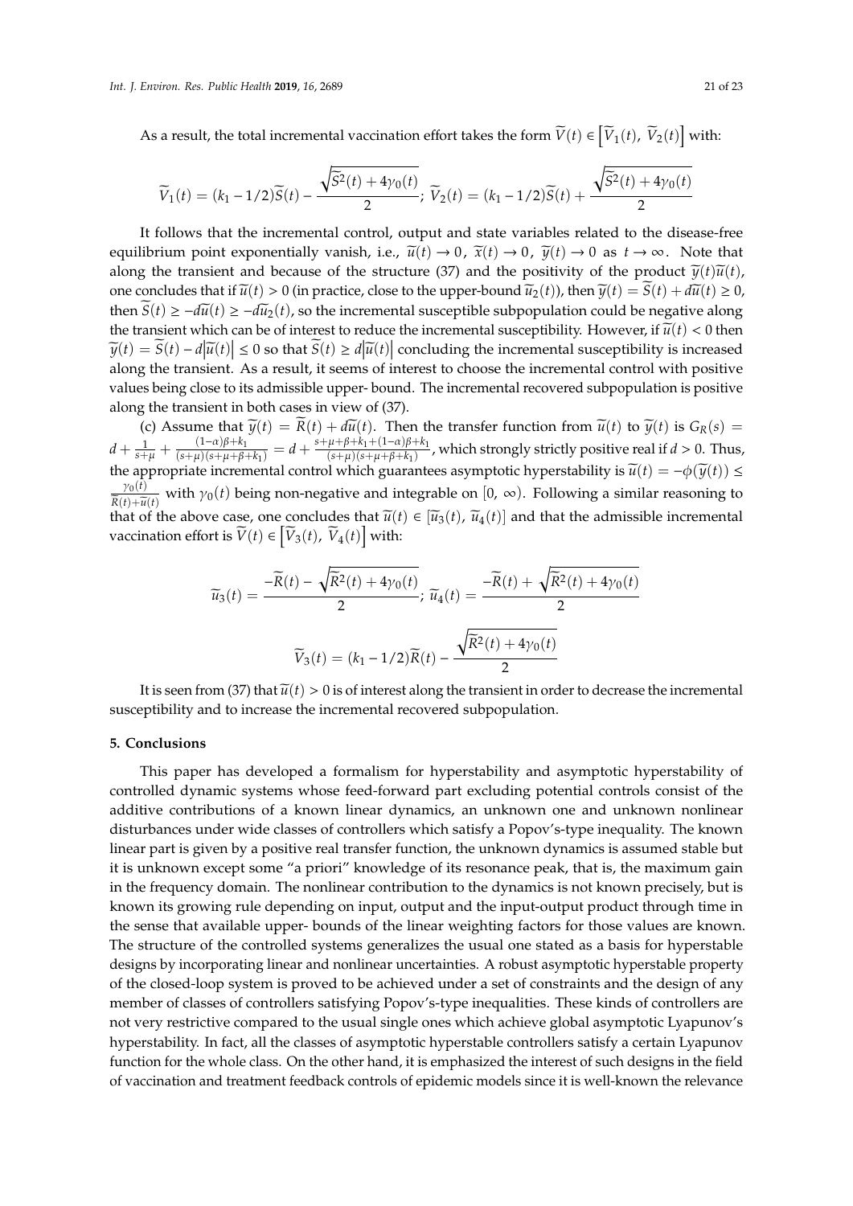As a result, the total incremental vaccination effort takes the form $\widetilde{V}(t) \in \left[\widetilde{V}_1(t),\ \widetilde{V}_2(t)\right]$ with:

$$\widetilde{V}_1(t) = (k_1 - 1/2)\widetilde{S}(t) - \frac{\sqrt{\widetilde{S}^2(t) + 4\gamma_0(t)}}{2};\ \widetilde{V}_2(t) = (k_1 - 1/2)\widetilde{S}(t) + \frac{\sqrt{\widetilde{S}^2(t) + 4\gamma_0(t)}}{2}$$

It follows that the incremental control, output and state variables related to the disease-free equilibrium point exponentially vanish, i.e., $\widetilde{u}(t) \to 0,\ \widetilde{x}(t) \to 0,\ \widetilde{y}(t) \to 0$ as $t \to \infty$. Note that along the transient and because of the structure (37) and the positivity of the product $\widetilde{y}(t)\widetilde{u}(t)$, one concludes that if $\widetilde{u}(t) > 0$ (in practice, close to the upper-bound $\widetilde{u}_2(t)$), then $\widetilde{y}(t) = \widetilde{S}(t) + d\widetilde{u}(t) \geq 0$, then $\widetilde{S}(t) \geq -d\widetilde{u}(t) \geq -d\widetilde{u}_2(t)$, so the incremental susceptible subpopulation could be negative along the transient which can be of interest to reduce the incremental susceptibility. However, if $\widetilde{u}(t) < 0$ then $\widetilde{y}(t) = \widetilde{S}(t) - d\left|\widetilde{u}(t)\right| \leq 0$ so that $\widetilde{S}(t) \geq d\left|\widetilde{u}(t)\right|$ concluding the incremental susceptibility is increased along the transient. As a result, it seems of interest to choose the incremental control with positive values being close to its admissible upper- bound. The incremental recovered subpopulation is positive along the transient in both cases in view of (37).

(c) Assume that $\widetilde{y}(t) = \widetilde{R}(t) + d\widetilde{u}(t)$. Then the transfer function from $\widetilde{u}(t)$ to $\widetilde{y}(t)$ is $G_R(s) = d + \frac{1}{s+\mu} + \frac{(1-\alpha)\beta + k_1}{(s+\mu)(s+\mu+\beta+k_1)} = d + \frac{s+\mu+\beta+k_1+(1-\alpha)\beta+k_1}{(s+\mu)(s+\mu+\beta+k_1)}$, which strongly strictly positive real if $d > 0$. Thus, the appropriate incremental control which guarantees asymptotic hyperstability is $\widetilde{u}(t) = -\phi(\widetilde{y}(t)) \leq \frac{\gamma_0(t)}{\widetilde{R}(t)+\widetilde{u}(t)}$ with $\gamma_0(t)$ being non-negative and integrable on $[0, \infty)$. Following a similar reasoning to that of the above case, one concludes that $\widetilde{u}(t) \in [\widetilde{u}_3(t),\ \widetilde{u}_4(t)]$ and that the admissible incremental vaccination effort is $\widetilde{V}(t) \in \left[\widetilde{V}_3(t),\ \widetilde{V}_4(t)\right]$ with:

$$\widetilde{u}_3(t) = \frac{-\widetilde{R}(t) - \sqrt{\widetilde{R}^2(t) + 4\gamma_0(t)}}{2};\ \widetilde{u}_4(t) = \frac{-\widetilde{R}(t) + \sqrt{\widetilde{R}^2(t) + 4\gamma_0(t)}}{2}$$

$$\widetilde{V}_3(t) = (k_1 - 1/2)\widetilde{R}(t) - \frac{\sqrt{\widetilde{R}^2(t) + 4\gamma_0(t)}}{2}$$

It is seen from (37) that $\widetilde{u}(t) > 0$ is of interest along the transient in order to decrease the incremental susceptibility and to increase the incremental recovered subpopulation.

## 5. Conclusions

This paper has developed a formalism for hyperstability and asymptotic hyperstability of controlled dynamic systems whose feed-forward part excluding potential controls consist of the additive contributions of a known linear dynamics, an unknown one and unknown nonlinear disturbances under wide classes of controllers which satisfy a Popov's-type inequality. The known linear part is given by a positive real transfer function, the unknown dynamics is assumed stable but it is unknown except some "a priori" knowledge of its resonance peak, that is, the maximum gain in the frequency domain. The nonlinear contribution to the dynamics is not known precisely, but is known its growing rule depending on input, output and the input-output product through time in the sense that available upper- bounds of the linear weighting factors for those values are known. The structure of the controlled systems generalizes the usual one stated as a basis for hyperstable designs by incorporating linear and nonlinear uncertainties. A robust asymptotic hyperstable property of the closed-loop system is proved to be achieved under a set of constraints and the design of any member of classes of controllers satisfying Popov's-type inequalities. These kinds of controllers are not very restrictive compared to the usual single ones which achieve global asymptotic Lyapunov's hyperstability. In fact, all the classes of asymptotic hyperstable controllers satisfy a certain Lyapunov function for the whole class. On the other hand, it is emphasized the interest of such designs in the field of vaccination and treatment feedback controls of epidemic models since it is well-known the relevance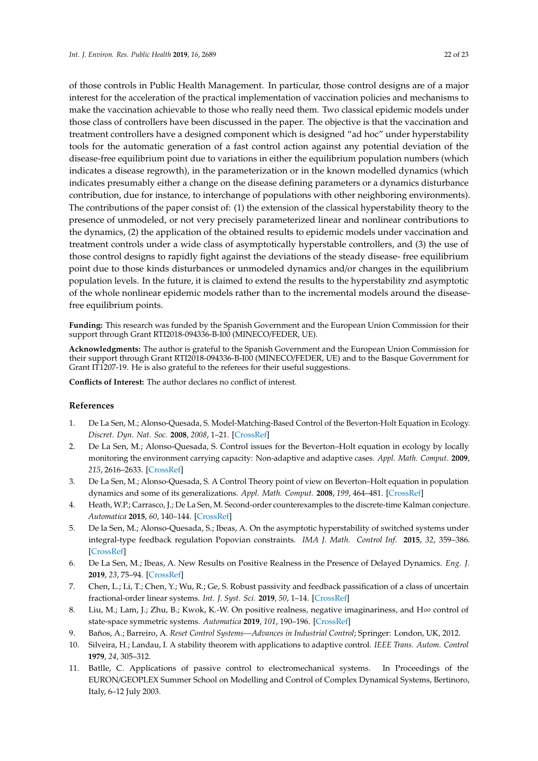of those controls in Public Health Management. In particular, those control designs are of a major interest for the acceleration of the practical implementation of vaccination policies and mechanisms to make the vaccination achievable to those who really need them. Two classical epidemic models under those class of controllers have been discussed in the paper. The objective is that the vaccination and treatment controllers have a designed component which is designed "ad hoc" under hyperstability tools for the automatic generation of a fast control action against any potential deviation of the disease-free equilibrium point due to variations in either the equilibrium population numbers (which indicates a disease regrowth), in the parameterization or in the known modelled dynamics (which indicates presumably either a change on the disease defining parameters or a dynamics disturbance contribution, due for instance, to interchange of populations with other neighboring environments). The contributions of the paper consist of: (1) the extension of the classical hyperstability theory to the presence of unmodeled, or not very precisely parameterized linear and nonlinear contributions to the dynamics, (2) the application of the obtained results to epidemic models under vaccination and treatment controls under a wide class of asymptotically hyperstable controllers, and (3) the use of those control designs to rapidly fight against the deviations of the steady disease- free equilibrium point due to those kinds disturbances or unmodeled dynamics and/or changes in the equilibrium population levels. In the future, it is claimed to extend the results to the hyperstability znd asymptotic of the whole nonlinear epidemic models rather than to the incremental models around the disease-free equilibrium points.

**Funding:** This research was funded by the Spanish Government and the European Union Commission for their support through Grant RTI2018-094336-B-I00 (MINECO/FEDER, UE).

**Acknowledgments:** The author is grateful to the Spanish Government and the European Union Commission for their support through Grant RTI2018-094336-B-I00 (MINECO/FEDER, UE) and to the Basque Government for Grant IT1207-19. He is also grateful to the referees for their useful suggestions.

**Conflicts of Interest:** The author declares no conflict of interest.

## References

1. De La Sen, M.; Alonso-Quesada, S. Model-Matching-Based Control of the Beverton-Holt Equation in Ecology. *Discret. Dyn. Nat. Soc.* **2008**, *2008*, 1–21. [CrossRef]
2. De La Sen, M.; Alonso-Quesada, S. Control issues for the Beverton–Holt equation in ecology by locally monitoring the environment carrying capacity: Non-adaptive and adaptive cases. *Appl. Math. Comput.* **2009**, *215*, 2616–2633. [CrossRef]
3. De La Sen, M.; Alonso-Quesada, S. A Control Theory point of view on Beverton–Holt equation in population dynamics and some of its generalizations. *Appl. Math. Comput.* **2008**, *199*, 464–481. [CrossRef]
4. Heath, W.P.; Carrasco, J.; De La Sen, M. Second-order counterexamples to the discrete-time Kalman conjecture. *Automatica* **2015**, *60*, 140–144. [CrossRef]
5. De la Sen, M.; Alonso-Quesada, S.; Ibeas, A. On the asymptotic hyperstability of switched systems under integral-type feedback regulation Popovian constraints. *IMA J. Math. Control Inf.* **2015**, *32*, 359–386. [CrossRef]
6. De La Sen, M.; Ibeas, A. New Results on Positive Realness in the Presence of Delayed Dynamics. *Eng. J.* **2019**, *23*, 75–94. [CrossRef]
7. Chen, L.; Li, T.; Chen, Y.; Wu, R.; Ge, S. Robust passivity and feedback passification of a class of uncertain fractional-order linear systems. *Int. J. Syst. Sci.* **2019**, *50*, 1–14. [CrossRef]
8. Liu, M.; Lam, J.; Zhu, B.; Kwok, K.-W. On positive realness, negative imaginariness, and H∞ control of state-space symmetric systems. *Automatica* **2019**, *101*, 190–196. [CrossRef]
9. Baños, A.; Barreiro, A. *Reset Control Systems—Advances in Industrial Control*; Springer: London, UK, 2012.
10. Silveira, H.; Landau, I. A stability theorem with applications to adaptive control. *IEEE Trans. Autom. Control* **1979**, *24*, 305–312.
11. Batlle, C. Applications of passive control to electromechanical systems. In Proceedings of the EURON/GEOPLEX Summer School on Modelling and Control of Complex Dynamical Systems, Bertinoro, Italy, 6–12 July 2003.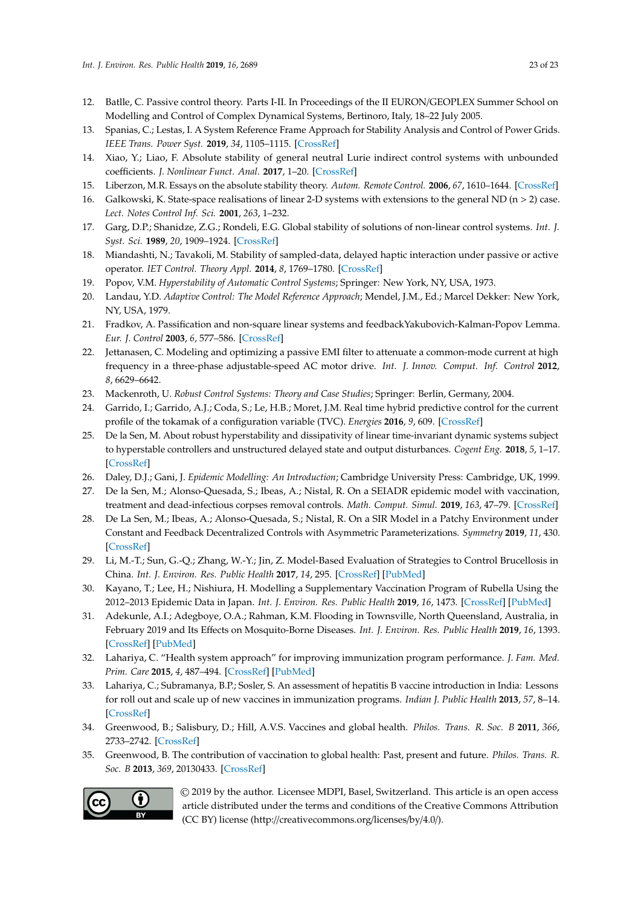12. Batlle, C. Passive control theory. Parts I-II. In Proceedings of the II EURON/GEOPLEX Summer School on Modelling and Control of Complex Dynamical Systems, Bertinoro, Italy, 18–22 July 2005.
13. Spanias, C.; Lestas, I. A System Reference Frame Approach for Stability Analysis and Control of Power Grids. *IEEE Trans. Power Syst.* **2019**, *34*, 1105–1115. [CrossRef]
14. Xiao, Y.; Liao, F. Absolute stability of general neutral Lurie indirect control systems with unbounded coefficients. *J. Nonlinear Funct. Anal.* **2017**, 1–20. [CrossRef]
15. Liberzon, M.R. Essays on the absolute stability theory. *Autom. Remote Control.* **2006**, *67*, 1610–1644. [CrossRef]
16. Galkowski, K. State-space realisations of linear 2-D systems with extensions to the general ND (n > 2) case. *Lect. Notes Control Inf. Sci.* **2001**, *263*, 1–232.
17. Garg, D.P.; Shanidze, Z.G.; Rondeli, E.G. Global stability of solutions of non-linear control systems. *Int. J. Syst. Sci.* **1989**, *20*, 1909–1924. [CrossRef]
18. Miandashti, N.; Tavakoli, M. Stability of sampled-data, delayed haptic interaction under passive or active operator. *IET Control. Theory Appl.* **2014**, *8*, 1769–1780. [CrossRef]
19. Popov, V.M. *Hyperstability of Automatic Control Systems*; Springer: New York, NY, USA, 1973.
20. Landau, Y.D. *Adaptive Control: The Model Reference Approach*; Mendel, J.M., Ed.; Marcel Dekker: New York, NY, USA, 1979.
21. Fradkov, A. Passification and non-square linear systems and feedbackYakubovich-Kalman-Popov Lemma. *Eur. J. Control* **2003**, *6*, 577–586. [CrossRef]
22. Jettanasen, C. Modeling and optimizing a passive EMI filter to attenuate a common-mode current at high frequency in a three-phase adjustable-speed AC motor drive. *Int. J. Innov. Comput. Inf. Control* **2012**, *8*, 6629–6642.
23. Mackenroth, U. *Robust Control Systems: Theory and Case Studies*; Springer: Berlin, Germany, 2004.
24. Garrido, I.; Garrido, A.J.; Coda, S.; Le, H.B.; Moret, J.M. Real time hybrid predictive control for the current profile of the tokamak of a configuration variable (TVC). *Energies* **2016**, *9*, 609. [CrossRef]
25. De la Sen, M. About robust hyperstability and dissipativity of linear time-invariant dynamic systems subject to hyperstable controllers and unstructured delayed state and output disturbances. *Cogent Eng.* **2018**, *5*, 1–17. [CrossRef]
26. Daley, D.J.; Gani, J. *Epidemic Modelling: An Introduction*; Cambridge University Press: Cambridge, UK, 1999.
27. De la Sen, M.; Alonso-Quesada, S.; Ibeas, A.; Nistal, R. On a SEIADR epidemic model with vaccination, treatment and dead-infectious corpses removal controls. *Math. Comput. Simul.* **2019**, *163*, 47–79. [CrossRef]
28. De La Sen, M.; Ibeas, A.; Alonso-Quesada, S.; Nistal, R. On a SIR Model in a Patchy Environment under Constant and Feedback Decentralized Controls with Asymmetric Parameterizations. *Symmetry* **2019**, *11*, 430. [CrossRef]
29. Li, M.-T.; Sun, G.-Q.; Zhang, W.-Y.; Jin, Z. Model-Based Evaluation of Strategies to Control Brucellosis in China. *Int. J. Environ. Res. Public Health* **2017**, *14*, 295. [CrossRef] [PubMed]
30. Kayano, T.; Lee, H.; Nishiura, H. Modelling a Supplementary Vaccination Program of Rubella Using the 2012–2013 Epidemic Data in Japan. *Int. J. Environ. Res. Public Health* **2019**, *16*, 1473. [CrossRef] [PubMed]
31. Adekunle, A.I.; Adegboye, O.A.; Rahman, K.M. Flooding in Townsville, North Queensland, Australia, in February 2019 and Its Effects on Mosquito-Borne Diseases. *Int. J. Environ. Res. Public Health* **2019**, *16*, 1393. [CrossRef] [PubMed]
32. Lahariya, C. "Health system approach" for improving immunization program performance. *J. Fam. Med. Prim. Care* **2015**, *4*, 487–494. [CrossRef] [PubMed]
33. Lahariya, C.; Subramanya, B.P.; Sosler, S. An assessment of hepatitis B vaccine introduction in India: Lessons for roll out and scale up of new vaccines in immunization programs. *Indian J. Public Health* **2013**, *57*, 8–14. [CrossRef]
34. Greenwood, B.; Salisbury, D.; Hill, A.V.S. Vaccines and global health. *Philos. Trans. R. Soc. B* **2011**, *366*, 2733–2742. [CrossRef]
35. Greenwood, B. The contribution of vaccination to global health: Past, present and future. *Philos. Trans. R. Soc. B* **2013**, *369*, 20130433. [CrossRef]

© 2019 by the author. Licensee MDPI, Basel, Switzerland. This article is an open access article distributed under the terms and conditions of the Creative Commons Attribution (CC BY) license (http://creativecommons.org/licenses/by/4.0/).